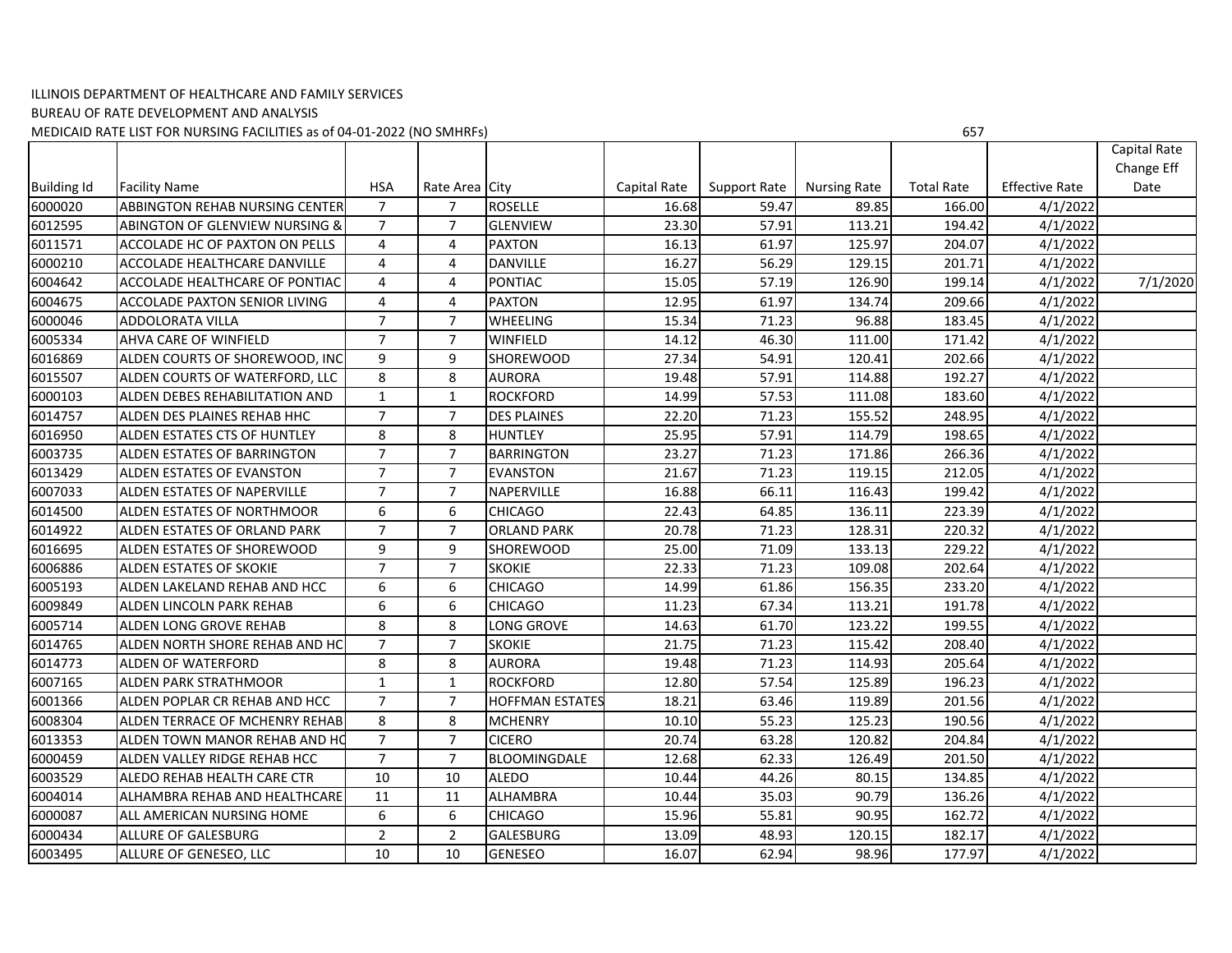ILLINOIS DEPARTMENT OF HEALTHCARE AND FAMILY SERVICES

BUREAU OF RATE DEVELOPMENT AND ANALYSIS

MEDICAID RATE LIST FOR NURSING FACILITIES as of 04-01-2022 (NO SMHRFs)

657

| Building Id | Facility Name | HSA | Rate Area | City | Capital Rate | Support Rate | Nursing Rate | Total Rate | Effective Rate | Capital Rate Change Eff Date |
|---|---|---|---|---|---|---|---|---|---|---|
| 6000020 | ABBINGTON REHAB NURSING CENTER | 7 | 7 | ROSELLE | 16.68 | 59.47 | 89.85 | 166.00 | 4/1/2022 | |
| 6012595 | ABINGTON OF GLENVIEW NURSING & | 7 | 7 | GLENVIEW | 23.30 | 57.91 | 113.21 | 194.42 | 4/1/2022 | |
| 6011571 | ACCOLADE HC OF PAXTON ON PELLS | 4 | 4 | PAXTON | 16.13 | 61.97 | 125.97 | 204.07 | 4/1/2022 | |
| 6000210 | ACCOLADE HEALTHCARE DANVILLE | 4 | 4 | DANVILLE | 16.27 | 56.29 | 129.15 | 201.71 | 4/1/2022 | |
| 6004642 | ACCOLADE HEALTHCARE OF PONTIAC | 4 | 4 | PONTIAC | 15.05 | 57.19 | 126.90 | 199.14 | 4/1/2022 | 7/1/2020 |
| 6004675 | ACCOLADE PAXTON SENIOR LIVING | 4 | 4 | PAXTON | 12.95 | 61.97 | 134.74 | 209.66 | 4/1/2022 | |
| 6000046 | ADDOLORATA VILLA | 7 | 7 | WHEELING | 15.34 | 71.23 | 96.88 | 183.45 | 4/1/2022 | |
| 6005334 | AHVA CARE OF WINFIELD | 7 | 7 | WINFIELD | 14.12 | 46.30 | 111.00 | 171.42 | 4/1/2022 | |
| 6016869 | ALDEN COURTS OF SHOREWOOD, INC | 9 | 9 | SHOREWOOD | 27.34 | 54.91 | 120.41 | 202.66 | 4/1/2022 | |
| 6015507 | ALDEN COURTS OF WATERFORD, LLC | 8 | 8 | AURORA | 19.48 | 57.91 | 114.88 | 192.27 | 4/1/2022 | |
| 6000103 | ALDEN DEBES REHABILITATION AND | 1 | 1 | ROCKFORD | 14.99 | 57.53 | 111.08 | 183.60 | 4/1/2022 | |
| 6014757 | ALDEN DES PLAINES REHAB HHC | 7 | 7 | DES PLAINES | 22.20 | 71.23 | 155.52 | 248.95 | 4/1/2022 | |
| 6016950 | ALDEN ESTATES CTS OF HUNTLEY | 8 | 8 | HUNTLEY | 25.95 | 57.91 | 114.79 | 198.65 | 4/1/2022 | |
| 6003735 | ALDEN ESTATES OF BARRINGTON | 7 | 7 | BARRINGTON | 23.27 | 71.23 | 171.86 | 266.36 | 4/1/2022 | |
| 6013429 | ALDEN ESTATES OF EVANSTON | 7 | 7 | EVANSTON | 21.67 | 71.23 | 119.15 | 212.05 | 4/1/2022 | |
| 6007033 | ALDEN ESTATES OF NAPERVILLE | 7 | 7 | NAPERVILLE | 16.88 | 66.11 | 116.43 | 199.42 | 4/1/2022 | |
| 6014500 | ALDEN ESTATES OF NORTHMOOR | 6 | 6 | CHICAGO | 22.43 | 64.85 | 136.11 | 223.39 | 4/1/2022 | |
| 6014922 | ALDEN ESTATES OF ORLAND PARK | 7 | 7 | ORLAND PARK | 20.78 | 71.23 | 128.31 | 220.32 | 4/1/2022 | |
| 6016695 | ALDEN ESTATES OF SHOREWOOD | 9 | 9 | SHOREWOOD | 25.00 | 71.09 | 133.13 | 229.22 | 4/1/2022 | |
| 6006886 | ALDEN ESTATES OF SKOKIE | 7 | 7 | SKOKIE | 22.33 | 71.23 | 109.08 | 202.64 | 4/1/2022 | |
| 6005193 | ALDEN LAKELAND REHAB AND HCC | 6 | 6 | CHICAGO | 14.99 | 61.86 | 156.35 | 233.20 | 4/1/2022 | |
| 6009849 | ALDEN LINCOLN PARK REHAB | 6 | 6 | CHICAGO | 11.23 | 67.34 | 113.21 | 191.78 | 4/1/2022 | |
| 6005714 | ALDEN LONG GROVE REHAB | 8 | 8 | LONG GROVE | 14.63 | 61.70 | 123.22 | 199.55 | 4/1/2022 | |
| 6014765 | ALDEN NORTH SHORE REHAB AND HC | 7 | 7 | SKOKIE | 21.75 | 71.23 | 115.42 | 208.40 | 4/1/2022 | |
| 6014773 | ALDEN OF WATERFORD | 8 | 8 | AURORA | 19.48 | 71.23 | 114.93 | 205.64 | 4/1/2022 | |
| 6007165 | ALDEN PARK STRATHMOOR | 1 | 1 | ROCKFORD | 12.80 | 57.54 | 125.89 | 196.23 | 4/1/2022 | |
| 6001366 | ALDEN POPLAR CR REHAB AND HCC | 7 | 7 | HOFFMAN ESTATES | 18.21 | 63.46 | 119.89 | 201.56 | 4/1/2022 | |
| 6008304 | ALDEN TERRACE OF MCHENRY REHAB | 8 | 8 | MCHENRY | 10.10 | 55.23 | 125.23 | 190.56 | 4/1/2022 | |
| 6013353 | ALDEN TOWN MANOR REHAB AND HC | 7 | 7 | CICERO | 20.74 | 63.28 | 120.82 | 204.84 | 4/1/2022 | |
| 6000459 | ALDEN VALLEY RIDGE REHAB HCC | 7 | 7 | BLOOMINGDALE | 12.68 | 62.33 | 126.49 | 201.50 | 4/1/2022 | |
| 6003529 | ALEDO REHAB HEALTH CARE CTR | 10 | 10 | ALEDO | 10.44 | 44.26 | 80.15 | 134.85 | 4/1/2022 | |
| 6004014 | ALHAMBRA REHAB AND HEALTHCARE | 11 | 11 | ALHAMBRA | 10.44 | 35.03 | 90.79 | 136.26 | 4/1/2022 | |
| 6000087 | ALL AMERICAN NURSING HOME | 6 | 6 | CHICAGO | 15.96 | 55.81 | 90.95 | 162.72 | 4/1/2022 | |
| 6000434 | ALLURE OF GALESBURG | 2 | 2 | GALESBURG | 13.09 | 48.93 | 120.15 | 182.17 | 4/1/2022 | |
| 6003495 | ALLURE OF GENESEO, LLC | 10 | 10 | GENESEO | 16.07 | 62.94 | 98.96 | 177.97 | 4/1/2022 | |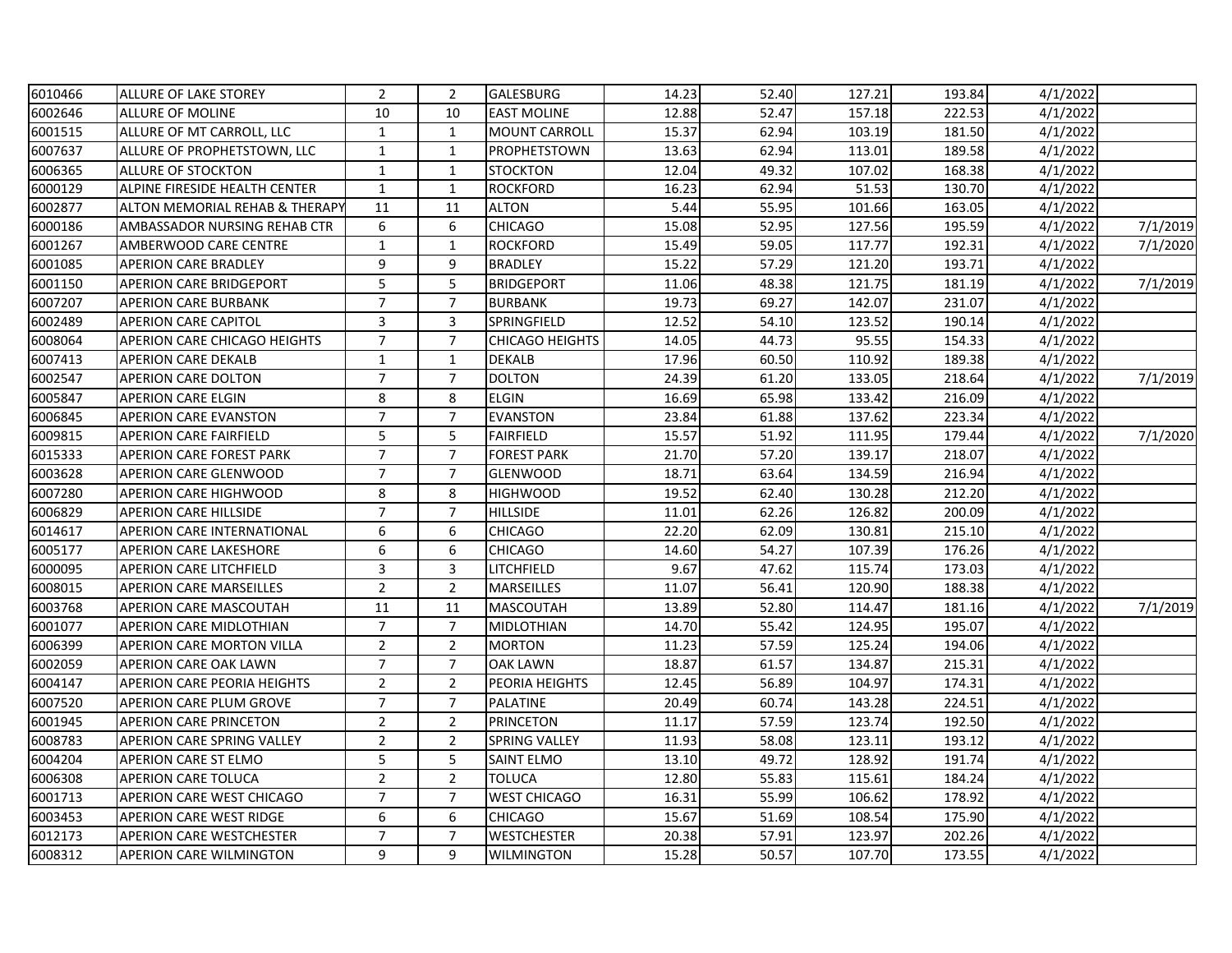| | | | | | | | | | | |
|---|---|---|---|---|---|---|---|---|---|---|
| 6010466 | ALLURE OF LAKE STOREY | 2 | 2 | GALESBURG | 14.23 | 52.40 | 127.21 | 193.84 | 4/1/2022 | |
| 6002646 | ALLURE OF MOLINE | 10 | 10 | EAST MOLINE | 12.88 | 52.47 | 157.18 | 222.53 | 4/1/2022 | |
| 6001515 | ALLURE OF MT CARROLL, LLC | 1 | 1 | MOUNT CARROLL | 15.37 | 62.94 | 103.19 | 181.50 | 4/1/2022 | |
| 6007637 | ALLURE OF PROPHETSTOWN, LLC | 1 | 1 | PROPHETSTOWN | 13.63 | 62.94 | 113.01 | 189.58 | 4/1/2022 | |
| 6006365 | ALLURE OF STOCKTON | 1 | 1 | STOCKTON | 12.04 | 49.32 | 107.02 | 168.38 | 4/1/2022 | |
| 6000129 | ALPINE FIRESIDE HEALTH CENTER | 1 | 1 | ROCKFORD | 16.23 | 62.94 | 51.53 | 130.70 | 4/1/2022 | |
| 6002877 | ALTON MEMORIAL REHAB & THERAPY | 11 | 11 | ALTON | 5.44 | 55.95 | 101.66 | 163.05 | 4/1/2022 | |
| 6000186 | AMBASSADOR NURSING REHAB CTR | 6 | 6 | CHICAGO | 15.08 | 52.95 | 127.56 | 195.59 | 4/1/2022 | 7/1/2019 |
| 6001267 | AMBERWOOD CARE CENTRE | 1 | 1 | ROCKFORD | 15.49 | 59.05 | 117.77 | 192.31 | 4/1/2022 | 7/1/2020 |
| 6001085 | APERION CARE BRADLEY | 9 | 9 | BRADLEY | 15.22 | 57.29 | 121.20 | 193.71 | 4/1/2022 | |
| 6001150 | APERION CARE BRIDGEPORT | 5 | 5 | BRIDGEPORT | 11.06 | 48.38 | 121.75 | 181.19 | 4/1/2022 | 7/1/2019 |
| 6007207 | APERION CARE BURBANK | 7 | 7 | BURBANK | 19.73 | 69.27 | 142.07 | 231.07 | 4/1/2022 | |
| 6002489 | APERION CARE CAPITOL | 3 | 3 | SPRINGFIELD | 12.52 | 54.10 | 123.52 | 190.14 | 4/1/2022 | |
| 6008064 | APERION CARE CHICAGO HEIGHTS | 7 | 7 | CHICAGO HEIGHTS | 14.05 | 44.73 | 95.55 | 154.33 | 4/1/2022 | |
| 6007413 | APERION CARE DEKALB | 1 | 1 | DEKALB | 17.96 | 60.50 | 110.92 | 189.38 | 4/1/2022 | |
| 6002547 | APERION CARE DOLTON | 7 | 7 | DOLTON | 24.39 | 61.20 | 133.05 | 218.64 | 4/1/2022 | 7/1/2019 |
| 6005847 | APERION CARE ELGIN | 8 | 8 | ELGIN | 16.69 | 65.98 | 133.42 | 216.09 | 4/1/2022 | |
| 6006845 | APERION CARE EVANSTON | 7 | 7 | EVANSTON | 23.84 | 61.88 | 137.62 | 223.34 | 4/1/2022 | |
| 6009815 | APERION CARE FAIRFIELD | 5 | 5 | FAIRFIELD | 15.57 | 51.92 | 111.95 | 179.44 | 4/1/2022 | 7/1/2020 |
| 6015333 | APERION CARE FOREST PARK | 7 | 7 | FOREST PARK | 21.70 | 57.20 | 139.17 | 218.07 | 4/1/2022 | |
| 6003628 | APERION CARE GLENWOOD | 7 | 7 | GLENWOOD | 18.71 | 63.64 | 134.59 | 216.94 | 4/1/2022 | |
| 6007280 | APERION CARE HIGHWOOD | 8 | 8 | HIGHWOOD | 19.52 | 62.40 | 130.28 | 212.20 | 4/1/2022 | |
| 6006829 | APERION CARE HILLSIDE | 7 | 7 | HILLSIDE | 11.01 | 62.26 | 126.82 | 200.09 | 4/1/2022 | |
| 6014617 | APERION CARE INTERNATIONAL | 6 | 6 | CHICAGO | 22.20 | 62.09 | 130.81 | 215.10 | 4/1/2022 | |
| 6005177 | APERION CARE LAKESHORE | 6 | 6 | CHICAGO | 14.60 | 54.27 | 107.39 | 176.26 | 4/1/2022 | |
| 6000095 | APERION CARE LITCHFIELD | 3 | 3 | LITCHFIELD | 9.67 | 47.62 | 115.74 | 173.03 | 4/1/2022 | |
| 6008015 | APERION CARE MARSEILLES | 2 | 2 | MARSEILLES | 11.07 | 56.41 | 120.90 | 188.38 | 4/1/2022 | |
| 6003768 | APERION CARE MASCOUTAH | 11 | 11 | MASCOUTAH | 13.89 | 52.80 | 114.47 | 181.16 | 4/1/2022 | 7/1/2019 |
| 6001077 | APERION CARE MIDLOTHIAN | 7 | 7 | MIDLOTHIAN | 14.70 | 55.42 | 124.95 | 195.07 | 4/1/2022 | |
| 6006399 | APERION CARE MORTON VILLA | 2 | 2 | MORTON | 11.23 | 57.59 | 125.24 | 194.06 | 4/1/2022 | |
| 6002059 | APERION CARE OAK LAWN | 7 | 7 | OAK LAWN | 18.87 | 61.57 | 134.87 | 215.31 | 4/1/2022 | |
| 6004147 | APERION CARE PEORIA HEIGHTS | 2 | 2 | PEORIA HEIGHTS | 12.45 | 56.89 | 104.97 | 174.31 | 4/1/2022 | |
| 6007520 | APERION CARE PLUM GROVE | 7 | 7 | PALATINE | 20.49 | 60.74 | 143.28 | 224.51 | 4/1/2022 | |
| 6001945 | APERION CARE PRINCETON | 2 | 2 | PRINCETON | 11.17 | 57.59 | 123.74 | 192.50 | 4/1/2022 | |
| 6008783 | APERION CARE SPRING VALLEY | 2 | 2 | SPRING VALLEY | 11.93 | 58.08 | 123.11 | 193.12 | 4/1/2022 | |
| 6004204 | APERION CARE ST ELMO | 5 | 5 | SAINT ELMO | 13.10 | 49.72 | 128.92 | 191.74 | 4/1/2022 | |
| 6006308 | APERION CARE TOLUCA | 2 | 2 | TOLUCA | 12.80 | 55.83 | 115.61 | 184.24 | 4/1/2022 | |
| 6001713 | APERION CARE WEST CHICAGO | 7 | 7 | WEST CHICAGO | 16.31 | 55.99 | 106.62 | 178.92 | 4/1/2022 | |
| 6003453 | APERION CARE WEST RIDGE | 6 | 6 | CHICAGO | 15.67 | 51.69 | 108.54 | 175.90 | 4/1/2022 | |
| 6012173 | APERION CARE WESTCHESTER | 7 | 7 | WESTCHESTER | 20.38 | 57.91 | 123.97 | 202.26 | 4/1/2022 | |
| 6008312 | APERION CARE WILMINGTON | 9 | 9 | WILMINGTON | 15.28 | 50.57 | 107.70 | 173.55 | 4/1/2022 | |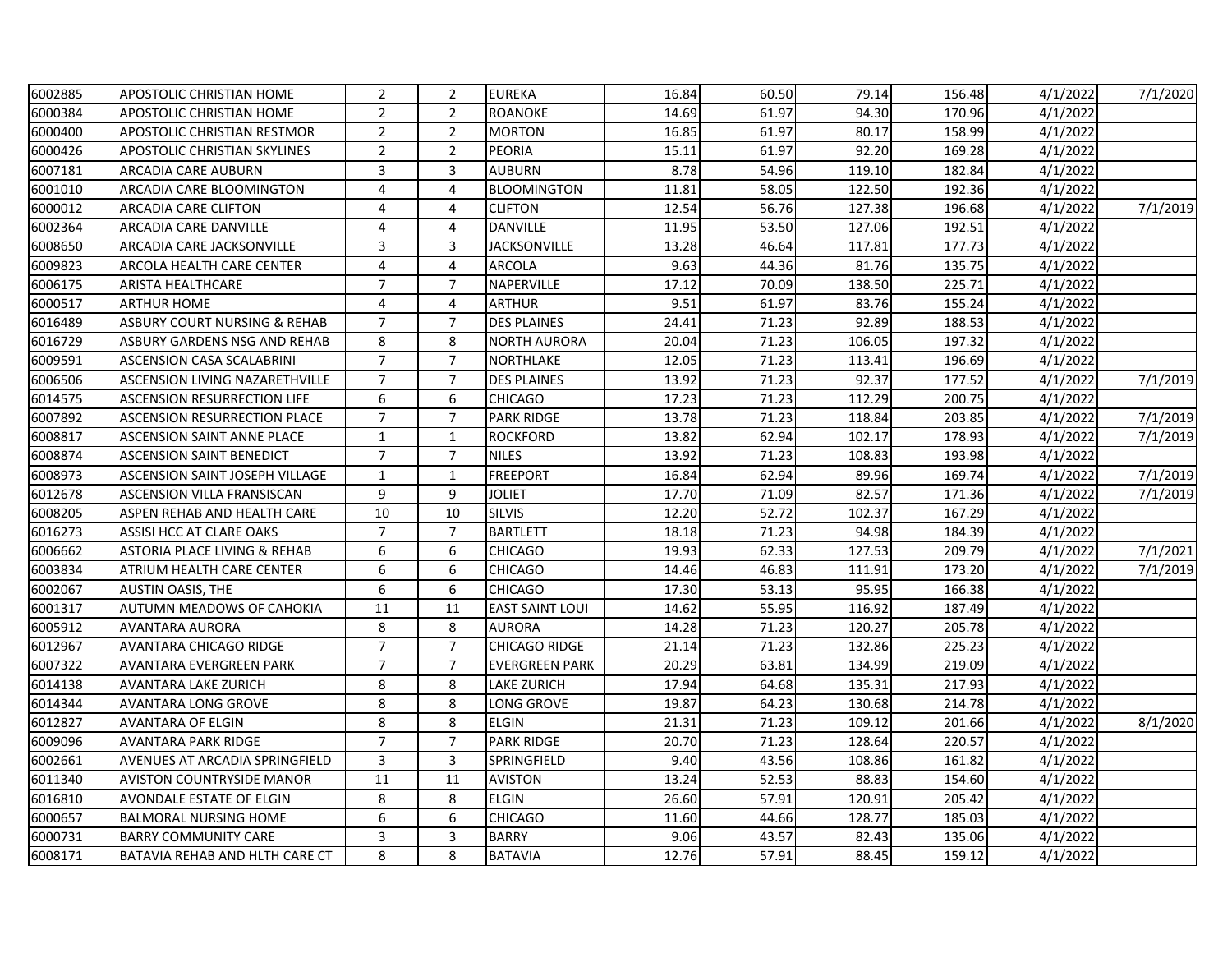| | | | | | | | | | | |
|---|---|---|---|---|---|---|---|---|---|---|
| 6002885 | APOSTOLIC CHRISTIAN HOME | 2 | 2 | EUREKA | 16.84 | 60.50 | 79.14 | 156.48 | 4/1/2022 | 7/1/2020 |
| 6000384 | APOSTOLIC CHRISTIAN HOME | 2 | 2 | ROANOKE | 14.69 | 61.97 | 94.30 | 170.96 | 4/1/2022 | |
| 6000400 | APOSTOLIC CHRISTIAN RESTMOR | 2 | 2 | MORTON | 16.85 | 61.97 | 80.17 | 158.99 | 4/1/2022 | |
| 6000426 | APOSTOLIC CHRISTIAN SKYLINES | 2 | 2 | PEORIA | 15.11 | 61.97 | 92.20 | 169.28 | 4/1/2022 | |
| 6007181 | ARCADIA CARE AUBURN | 3 | 3 | AUBURN | 8.78 | 54.96 | 119.10 | 182.84 | 4/1/2022 | |
| 6001010 | ARCADIA CARE BLOOMINGTON | 4 | 4 | BLOOMINGTON | 11.81 | 58.05 | 122.50 | 192.36 | 4/1/2022 | |
| 6000012 | ARCADIA CARE CLIFTON | 4 | 4 | CLIFTON | 12.54 | 56.76 | 127.38 | 196.68 | 4/1/2022 | 7/1/2019 |
| 6002364 | ARCADIA CARE DANVILLE | 4 | 4 | DANVILLE | 11.95 | 53.50 | 127.06 | 192.51 | 4/1/2022 | |
| 6008650 | ARCADIA CARE JACKSONVILLE | 3 | 3 | JACKSONVILLE | 13.28 | 46.64 | 117.81 | 177.73 | 4/1/2022 | |
| 6009823 | ARCOLA HEALTH CARE CENTER | 4 | 4 | ARCOLA | 9.63 | 44.36 | 81.76 | 135.75 | 4/1/2022 | |
| 6006175 | ARISTA HEALTHCARE | 7 | 7 | NAPERVILLE | 17.12 | 70.09 | 138.50 | 225.71 | 4/1/2022 | |
| 6000517 | ARTHUR HOME | 4 | 4 | ARTHUR | 9.51 | 61.97 | 83.76 | 155.24 | 4/1/2022 | |
| 6016489 | ASBURY COURT NURSING & REHAB | 7 | 7 | DES PLAINES | 24.41 | 71.23 | 92.89 | 188.53 | 4/1/2022 | |
| 6016729 | ASBURY GARDENS NSG AND REHAB | 8 | 8 | NORTH AURORA | 20.04 | 71.23 | 106.05 | 197.32 | 4/1/2022 | |
| 6009591 | ASCENSION CASA SCALABRINI | 7 | 7 | NORTHLAKE | 12.05 | 71.23 | 113.41 | 196.69 | 4/1/2022 | |
| 6006506 | ASCENSION LIVING NAZARETHVILLE | 7 | 7 | DES PLAINES | 13.92 | 71.23 | 92.37 | 177.52 | 4/1/2022 | 7/1/2019 |
| 6014575 | ASCENSION RESURRECTION LIFE | 6 | 6 | CHICAGO | 17.23 | 71.23 | 112.29 | 200.75 | 4/1/2022 | |
| 6007892 | ASCENSION RESURRECTION PLACE | 7 | 7 | PARK RIDGE | 13.78 | 71.23 | 118.84 | 203.85 | 4/1/2022 | 7/1/2019 |
| 6008817 | ASCENSION SAINT ANNE PLACE | 1 | 1 | ROCKFORD | 13.82 | 62.94 | 102.17 | 178.93 | 4/1/2022 | 7/1/2019 |
| 6008874 | ASCENSION SAINT BENEDICT | 7 | 7 | NILES | 13.92 | 71.23 | 108.83 | 193.98 | 4/1/2022 | |
| 6008973 | ASCENSION SAINT JOSEPH VILLAGE | 1 | 1 | FREEPORT | 16.84 | 62.94 | 89.96 | 169.74 | 4/1/2022 | 7/1/2019 |
| 6012678 | ASCENSION VILLA FRANSISCAN | 9 | 9 | JOLIET | 17.70 | 71.09 | 82.57 | 171.36 | 4/1/2022 | 7/1/2019 |
| 6008205 | ASPEN REHAB AND HEALTH CARE | 10 | 10 | SILVIS | 12.20 | 52.72 | 102.37 | 167.29 | 4/1/2022 | |
| 6016273 | ASSISI HCC AT CLARE OAKS | 7 | 7 | BARTLETT | 18.18 | 71.23 | 94.98 | 184.39 | 4/1/2022 | |
| 6006662 | ASTORIA PLACE LIVING & REHAB | 6 | 6 | CHICAGO | 19.93 | 62.33 | 127.53 | 209.79 | 4/1/2022 | 7/1/2021 |
| 6003834 | ATRIUM HEALTH CARE CENTER | 6 | 6 | CHICAGO | 14.46 | 46.83 | 111.91 | 173.20 | 4/1/2022 | 7/1/2019 |
| 6002067 | AUSTIN OASIS, THE | 6 | 6 | CHICAGO | 17.30 | 53.13 | 95.95 | 166.38 | 4/1/2022 | |
| 6001317 | AUTUMN MEADOWS OF CAHOKIA | 11 | 11 | EAST SAINT LOUI | 14.62 | 55.95 | 116.92 | 187.49 | 4/1/2022 | |
| 6005912 | AVANTARA AURORA | 8 | 8 | AURORA | 14.28 | 71.23 | 120.27 | 205.78 | 4/1/2022 | |
| 6012967 | AVANTARA CHICAGO RIDGE | 7 | 7 | CHICAGO RIDGE | 21.14 | 71.23 | 132.86 | 225.23 | 4/1/2022 | |
| 6007322 | AVANTARA EVERGREEN PARK | 7 | 7 | EVERGREEN PARK | 20.29 | 63.81 | 134.99 | 219.09 | 4/1/2022 | |
| 6014138 | AVANTARA LAKE ZURICH | 8 | 8 | LAKE ZURICH | 17.94 | 64.68 | 135.31 | 217.93 | 4/1/2022 | |
| 6014344 | AVANTARA LONG GROVE | 8 | 8 | LONG GROVE | 19.87 | 64.23 | 130.68 | 214.78 | 4/1/2022 | |
| 6012827 | AVANTARA OF ELGIN | 8 | 8 | ELGIN | 21.31 | 71.23 | 109.12 | 201.66 | 4/1/2022 | 8/1/2020 |
| 6009096 | AVANTARA PARK RIDGE | 7 | 7 | PARK RIDGE | 20.70 | 71.23 | 128.64 | 220.57 | 4/1/2022 | |
| 6002661 | AVENUES AT ARCADIA SPRINGFIELD | 3 | 3 | SPRINGFIELD | 9.40 | 43.56 | 108.86 | 161.82 | 4/1/2022 | |
| 6011340 | AVISTON COUNTRYSIDE MANOR | 11 | 11 | AVISTON | 13.24 | 52.53 | 88.83 | 154.60 | 4/1/2022 | |
| 6016810 | AVONDALE ESTATE OF ELGIN | 8 | 8 | ELGIN | 26.60 | 57.91 | 120.91 | 205.42 | 4/1/2022 | |
| 6000657 | BALMORAL NURSING HOME | 6 | 6 | CHICAGO | 11.60 | 44.66 | 128.77 | 185.03 | 4/1/2022 | |
| 6000731 | BARRY COMMUNITY CARE | 3 | 3 | BARRY | 9.06 | 43.57 | 82.43 | 135.06 | 4/1/2022 | |
| 6008171 | BATAVIA REHAB AND HLTH CARE CT | 8 | 8 | BATAVIA | 12.76 | 57.91 | 88.45 | 159.12 | 4/1/2022 | |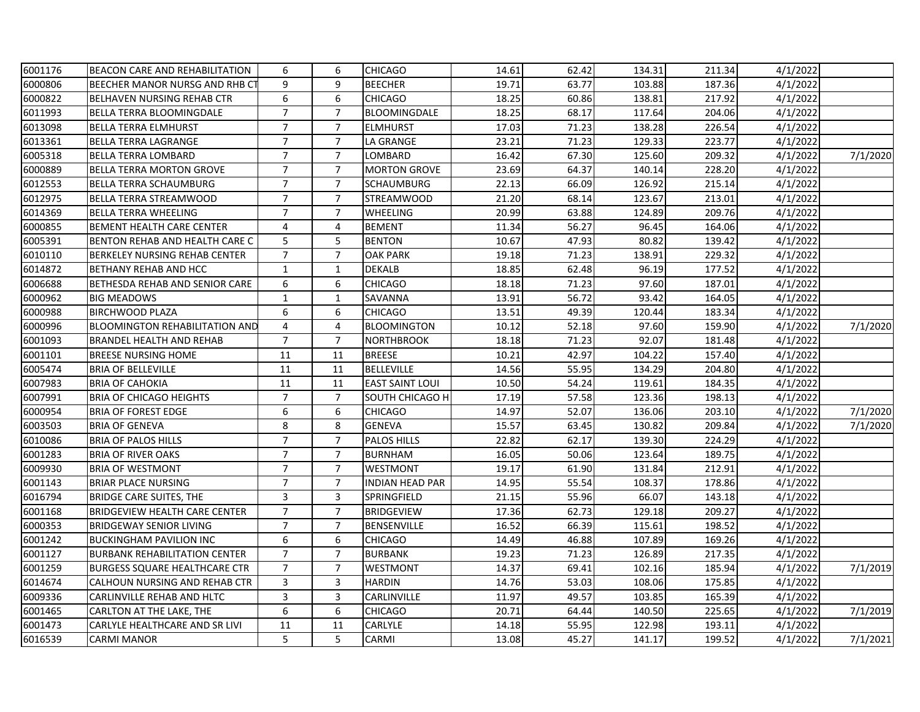| | | | | | | | | | | |
|---|---|---|---|---|---|---|---|---|---|---|
| 6001176 | BEACON CARE AND REHABILITATION | 6 | 6 | CHICAGO | 14.61 | 62.42 | 134.31 | 211.34 | 4/1/2022 | |
| 6000806 | BEECHER MANOR NURSG AND RHB CT | 9 | 9 | BEECHER | 19.71 | 63.77 | 103.88 | 187.36 | 4/1/2022 | |
| 6000822 | BELHAVEN NURSING REHAB CTR | 6 | 6 | CHICAGO | 18.25 | 60.86 | 138.81 | 217.92 | 4/1/2022 | |
| 6011993 | BELLA TERRA BLOOMINGDALE | 7 | 7 | BLOOMINGDALE | 18.25 | 68.17 | 117.64 | 204.06 | 4/1/2022 | |
| 6013098 | BELLA TERRA ELMHURST | 7 | 7 | ELMHURST | 17.03 | 71.23 | 138.28 | 226.54 | 4/1/2022 | |
| 6013361 | BELLA TERRA LAGRANGE | 7 | 7 | LA GRANGE | 23.21 | 71.23 | 129.33 | 223.77 | 4/1/2022 | |
| 6005318 | BELLA TERRA LOMBARD | 7 | 7 | LOMBARD | 16.42 | 67.30 | 125.60 | 209.32 | 4/1/2022 | 7/1/2020 |
| 6000889 | BELLA TERRA MORTON GROVE | 7 | 7 | MORTON GROVE | 23.69 | 64.37 | 140.14 | 228.20 | 4/1/2022 | |
| 6012553 | BELLA TERRA SCHAUMBURG | 7 | 7 | SCHAUMBURG | 22.13 | 66.09 | 126.92 | 215.14 | 4/1/2022 | |
| 6012975 | BELLA TERRA STREAMWOOD | 7 | 7 | STREAMWOOD | 21.20 | 68.14 | 123.67 | 213.01 | 4/1/2022 | |
| 6014369 | BELLA TERRA WHEELING | 7 | 7 | WHEELING | 20.99 | 63.88 | 124.89 | 209.76 | 4/1/2022 | |
| 6000855 | BEMENT HEALTH CARE CENTER | 4 | 4 | BEMENT | 11.34 | 56.27 | 96.45 | 164.06 | 4/1/2022 | |
| 6005391 | BENTON REHAB AND HEALTH CARE C | 5 | 5 | BENTON | 10.67 | 47.93 | 80.82 | 139.42 | 4/1/2022 | |
| 6010110 | BERKELEY NURSING REHAB CENTER | 7 | 7 | OAK PARK | 19.18 | 71.23 | 138.91 | 229.32 | 4/1/2022 | |
| 6014872 | BETHANY REHAB AND HCC | 1 | 1 | DEKALB | 18.85 | 62.48 | 96.19 | 177.52 | 4/1/2022 | |
| 6006688 | BETHESDA REHAB AND SENIOR CARE | 6 | 6 | CHICAGO | 18.18 | 71.23 | 97.60 | 187.01 | 4/1/2022 | |
| 6000962 | BIG MEADOWS | 1 | 1 | SAVANNA | 13.91 | 56.72 | 93.42 | 164.05 | 4/1/2022 | |
| 6000988 | BIRCHWOOD PLAZA | 6 | 6 | CHICAGO | 13.51 | 49.39 | 120.44 | 183.34 | 4/1/2022 | |
| 6000996 | BLOOMINGTON REHABILITATION AND | 4 | 4 | BLOOMINGTON | 10.12 | 52.18 | 97.60 | 159.90 | 4/1/2022 | 7/1/2020 |
| 6001093 | BRANDEL HEALTH AND REHAB | 7 | 7 | NORTHBROOK | 18.18 | 71.23 | 92.07 | 181.48 | 4/1/2022 | |
| 6001101 | BREESE NURSING HOME | 11 | 11 | BREESE | 10.21 | 42.97 | 104.22 | 157.40 | 4/1/2022 | |
| 6005474 | BRIA OF BELLEVILLE | 11 | 11 | BELLEVILLE | 14.56 | 55.95 | 134.29 | 204.80 | 4/1/2022 | |
| 6007983 | BRIA OF CAHOKIA | 11 | 11 | EAST SAINT LOUI | 10.50 | 54.24 | 119.61 | 184.35 | 4/1/2022 | |
| 6007991 | BRIA OF CHICAGO HEIGHTS | 7 | 7 | SOUTH CHICAGO H | 17.19 | 57.58 | 123.36 | 198.13 | 4/1/2022 | |
| 6000954 | BRIA OF FOREST EDGE | 6 | 6 | CHICAGO | 14.97 | 52.07 | 136.06 | 203.10 | 4/1/2022 | 7/1/2020 |
| 6003503 | BRIA OF GENEVA | 8 | 8 | GENEVA | 15.57 | 63.45 | 130.82 | 209.84 | 4/1/2022 | 7/1/2020 |
| 6010086 | BRIA OF PALOS HILLS | 7 | 7 | PALOS HILLS | 22.82 | 62.17 | 139.30 | 224.29 | 4/1/2022 | |
| 6001283 | BRIA OF RIVER OAKS | 7 | 7 | BURNHAM | 16.05 | 50.06 | 123.64 | 189.75 | 4/1/2022 | |
| 6009930 | BRIA OF WESTMONT | 7 | 7 | WESTMONT | 19.17 | 61.90 | 131.84 | 212.91 | 4/1/2022 | |
| 6001143 | BRIAR PLACE NURSING | 7 | 7 | INDIAN HEAD PAR | 14.95 | 55.54 | 108.37 | 178.86 | 4/1/2022 | |
| 6016794 | BRIDGE CARE SUITES, THE | 3 | 3 | SPRINGFIELD | 21.15 | 55.96 | 66.07 | 143.18 | 4/1/2022 | |
| 6001168 | BRIDGEVIEW HEALTH CARE CENTER | 7 | 7 | BRIDGEVIEW | 17.36 | 62.73 | 129.18 | 209.27 | 4/1/2022 | |
| 6000353 | BRIDGEWAY SENIOR LIVING | 7 | 7 | BENSENVILLE | 16.52 | 66.39 | 115.61 | 198.52 | 4/1/2022 | |
| 6001242 | BUCKINGHAM PAVILION INC | 6 | 6 | CHICAGO | 14.49 | 46.88 | 107.89 | 169.26 | 4/1/2022 | |
| 6001127 | BURBANK REHABILITATION CENTER | 7 | 7 | BURBANK | 19.23 | 71.23 | 126.89 | 217.35 | 4/1/2022 | |
| 6001259 | BURGESS SQUARE HEALTHCARE CTR | 7 | 7 | WESTMONT | 14.37 | 69.41 | 102.16 | 185.94 | 4/1/2022 | 7/1/2019 |
| 6014674 | CALHOUN NURSING AND REHAB CTR | 3 | 3 | HARDIN | 14.76 | 53.03 | 108.06 | 175.85 | 4/1/2022 | |
| 6009336 | CARLINVILLE REHAB AND HLTC | 3 | 3 | CARLINVILLE | 11.97 | 49.57 | 103.85 | 165.39 | 4/1/2022 | |
| 6001465 | CARLTON AT THE LAKE, THE | 6 | 6 | CHICAGO | 20.71 | 64.44 | 140.50 | 225.65 | 4/1/2022 | 7/1/2019 |
| 6001473 | CARLYLE HEALTHCARE AND SR LIVI | 11 | 11 | CARLYLE | 14.18 | 55.95 | 122.98 | 193.11 | 4/1/2022 | |
| 6016539 | CARMI MANOR | 5 | 5 | CARMI | 13.08 | 45.27 | 141.17 | 199.52 | 4/1/2022 | 7/1/2021 |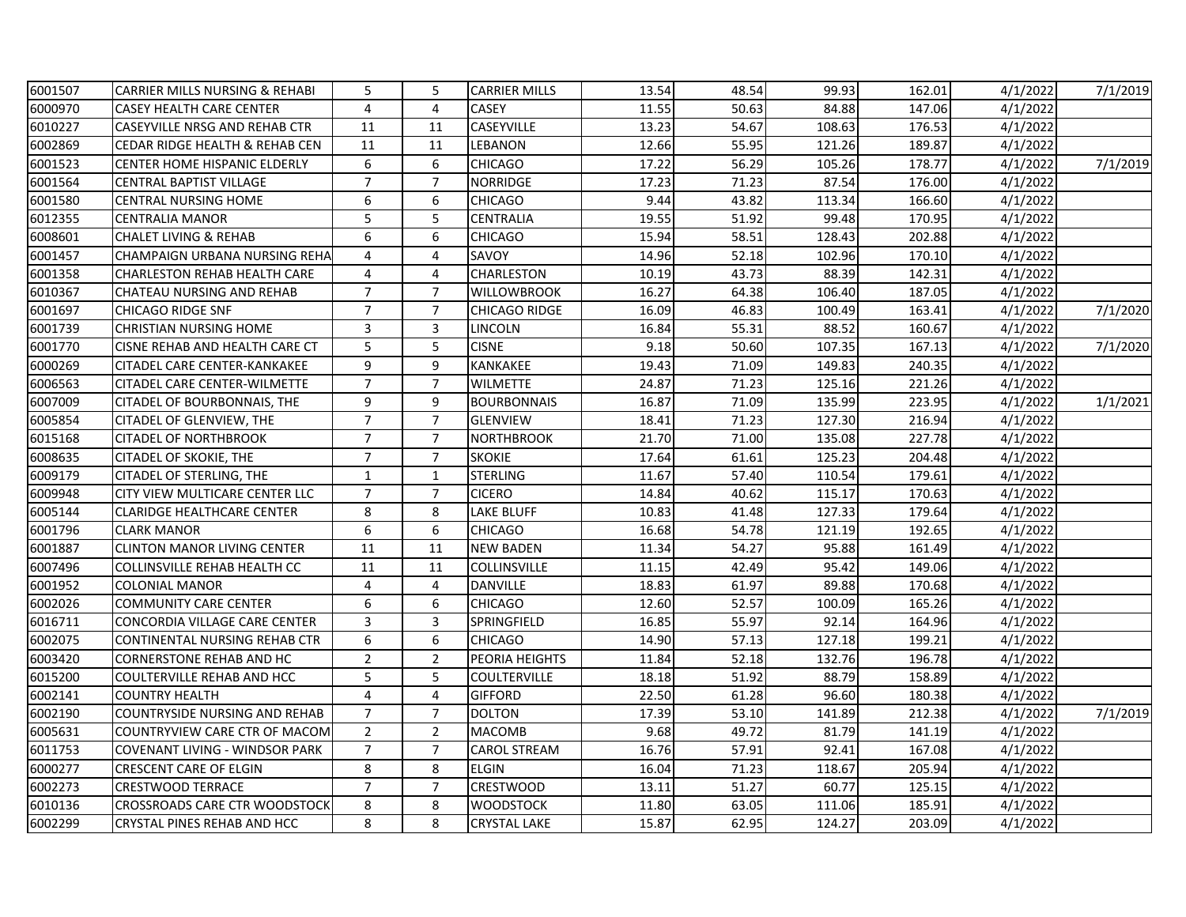| | | | | | | | | | | |
|---|---|---|---|---|---|---|---|---|---|---|
| 6001507 | CARRIER MILLS NURSING & REHABI | 5 | 5 | CARRIER MILLS | 13.54 | 48.54 | 99.93 | 162.01 | 4/1/2022 | 7/1/2019 |
| 6000970 | CASEY HEALTH CARE CENTER | 4 | 4 | CASEY | 11.55 | 50.63 | 84.88 | 147.06 | 4/1/2022 | |
| 6010227 | CASEYVILLE NRSG AND REHAB CTR | 11 | 11 | CASEYVILLE | 13.23 | 54.67 | 108.63 | 176.53 | 4/1/2022 | |
| 6002869 | CEDAR RIDGE HEALTH & REHAB CEN | 11 | 11 | LEBANON | 12.66 | 55.95 | 121.26 | 189.87 | 4/1/2022 | |
| 6001523 | CENTER HOME HISPANIC ELDERLY | 6 | 6 | CHICAGO | 17.22 | 56.29 | 105.26 | 178.77 | 4/1/2022 | 7/1/2019 |
| 6001564 | CENTRAL BAPTIST VILLAGE | 7 | 7 | NORRIDGE | 17.23 | 71.23 | 87.54 | 176.00 | 4/1/2022 | |
| 6001580 | CENTRAL NURSING HOME | 6 | 6 | CHICAGO | 9.44 | 43.82 | 113.34 | 166.60 | 4/1/2022 | |
| 6012355 | CENTRALIA MANOR | 5 | 5 | CENTRALIA | 19.55 | 51.92 | 99.48 | 170.95 | 4/1/2022 | |
| 6008601 | CHALET LIVING & REHAB | 6 | 6 | CHICAGO | 15.94 | 58.51 | 128.43 | 202.88 | 4/1/2022 | |
| 6001457 | CHAMPAIGN URBANA NURSING REHA | 4 | 4 | SAVOY | 14.96 | 52.18 | 102.96 | 170.10 | 4/1/2022 | |
| 6001358 | CHARLESTON REHAB HEALTH CARE | 4 | 4 | CHARLESTON | 10.19 | 43.73 | 88.39 | 142.31 | 4/1/2022 | |
| 6010367 | CHATEAU NURSING AND REHAB | 7 | 7 | WILLOWBROOK | 16.27 | 64.38 | 106.40 | 187.05 | 4/1/2022 | |
| 6001697 | CHICAGO RIDGE SNF | 7 | 7 | CHICAGO RIDGE | 16.09 | 46.83 | 100.49 | 163.41 | 4/1/2022 | 7/1/2020 |
| 6001739 | CHRISTIAN NURSING HOME | 3 | 3 | LINCOLN | 16.84 | 55.31 | 88.52 | 160.67 | 4/1/2022 | |
| 6001770 | CISNE REHAB AND HEALTH CARE CT | 5 | 5 | CISNE | 9.18 | 50.60 | 107.35 | 167.13 | 4/1/2022 | 7/1/2020 |
| 6000269 | CITADEL CARE CENTER-KANKAKEE | 9 | 9 | KANKAKEE | 19.43 | 71.09 | 149.83 | 240.35 | 4/1/2022 | |
| 6006563 | CITADEL CARE CENTER-WILMETTE | 7 | 7 | WILMETTE | 24.87 | 71.23 | 125.16 | 221.26 | 4/1/2022 | |
| 6007009 | CITADEL OF BOURBONNAIS, THE | 9 | 9 | BOURBONNAIS | 16.87 | 71.09 | 135.99 | 223.95 | 4/1/2022 | 1/1/2021 |
| 6005854 | CITADEL OF GLENVIEW, THE | 7 | 7 | GLENVIEW | 18.41 | 71.23 | 127.30 | 216.94 | 4/1/2022 | |
| 6015168 | CITADEL OF NORTHBROOK | 7 | 7 | NORTHBROOK | 21.70 | 71.00 | 135.08 | 227.78 | 4/1/2022 | |
| 6008635 | CITADEL OF SKOKIE, THE | 7 | 7 | SKOKIE | 17.64 | 61.61 | 125.23 | 204.48 | 4/1/2022 | |
| 6009179 | CITADEL OF STERLING, THE | 1 | 1 | STERLING | 11.67 | 57.40 | 110.54 | 179.61 | 4/1/2022 | |
| 6009948 | CITY VIEW MULTICARE CENTER LLC | 7 | 7 | CICERO | 14.84 | 40.62 | 115.17 | 170.63 | 4/1/2022 | |
| 6005144 | CLARIDGE HEALTHCARE CENTER | 8 | 8 | LAKE BLUFF | 10.83 | 41.48 | 127.33 | 179.64 | 4/1/2022 | |
| 6001796 | CLARK MANOR | 6 | 6 | CHICAGO | 16.68 | 54.78 | 121.19 | 192.65 | 4/1/2022 | |
| 6001887 | CLINTON MANOR LIVING CENTER | 11 | 11 | NEW BADEN | 11.34 | 54.27 | 95.88 | 161.49 | 4/1/2022 | |
| 6007496 | COLLINSVILLE REHAB HEALTH CC | 11 | 11 | COLLINSVILLE | 11.15 | 42.49 | 95.42 | 149.06 | 4/1/2022 | |
| 6001952 | COLONIAL MANOR | 4 | 4 | DANVILLE | 18.83 | 61.97 | 89.88 | 170.68 | 4/1/2022 | |
| 6002026 | COMMUNITY CARE CENTER | 6 | 6 | CHICAGO | 12.60 | 52.57 | 100.09 | 165.26 | 4/1/2022 | |
| 6016711 | CONCORDIA VILLAGE CARE CENTER | 3 | 3 | SPRINGFIELD | 16.85 | 55.97 | 92.14 | 164.96 | 4/1/2022 | |
| 6002075 | CONTINENTAL NURSING REHAB CTR | 6 | 6 | CHICAGO | 14.90 | 57.13 | 127.18 | 199.21 | 4/1/2022 | |
| 6003420 | CORNERSTONE REHAB AND HC | 2 | 2 | PEORIA HEIGHTS | 11.84 | 52.18 | 132.76 | 196.78 | 4/1/2022 | |
| 6015200 | COULTERVILLE REHAB AND HCC | 5 | 5 | COULTERVILLE | 18.18 | 51.92 | 88.79 | 158.89 | 4/1/2022 | |
| 6002141 | COUNTRY HEALTH | 4 | 4 | GIFFORD | 22.50 | 61.28 | 96.60 | 180.38 | 4/1/2022 | |
| 6002190 | COUNTRYSIDE NURSING AND REHAB | 7 | 7 | DOLTON | 17.39 | 53.10 | 141.89 | 212.38 | 4/1/2022 | 7/1/2019 |
| 6005631 | COUNTRYVIEW CARE CTR OF MACOM | 2 | 2 | MACOMB | 9.68 | 49.72 | 81.79 | 141.19 | 4/1/2022 | |
| 6011753 | COVENANT LIVING - WINDSOR PARK | 7 | 7 | CAROL STREAM | 16.76 | 57.91 | 92.41 | 167.08 | 4/1/2022 | |
| 6000277 | CRESCENT CARE OF ELGIN | 8 | 8 | ELGIN | 16.04 | 71.23 | 118.67 | 205.94 | 4/1/2022 | |
| 6002273 | CRESTWOOD TERRACE | 7 | 7 | CRESTWOOD | 13.11 | 51.27 | 60.77 | 125.15 | 4/1/2022 | |
| 6010136 | CROSSROADS CARE CTR WOODSTOCK | 8 | 8 | WOODSTOCK | 11.80 | 63.05 | 111.06 | 185.91 | 4/1/2022 | |
| 6002299 | CRYSTAL PINES REHAB AND HCC | 8 | 8 | CRYSTAL LAKE | 15.87 | 62.95 | 124.27 | 203.09 | 4/1/2022 | |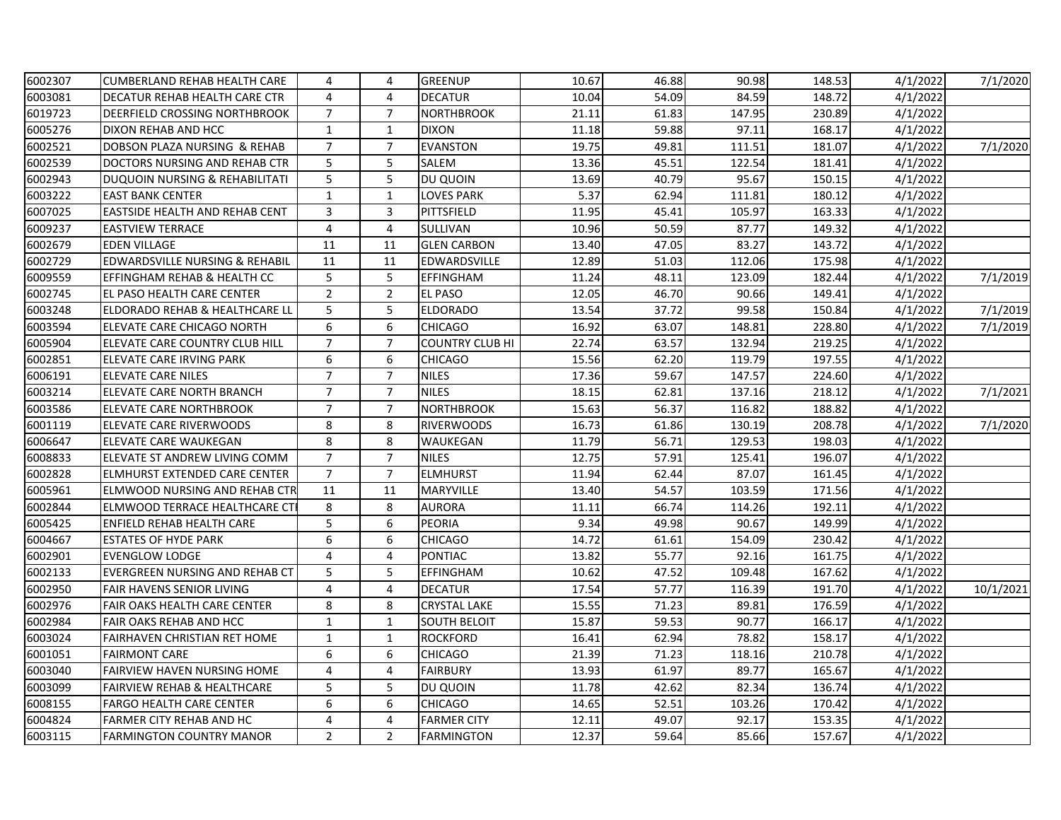| | | | | | | | | | | |
|---|---|---|---|---|---|---|---|---|---|---|
| 6002307 | CUMBERLAND REHAB HEALTH CARE | 4 | 4 | GREENUP | 10.67 | 46.88 | 90.98 | 148.53 | 4/1/2022 | 7/1/2020 |
| 6003081 | DECATUR REHAB HEALTH CARE CTR | 4 | 4 | DECATUR | 10.04 | 54.09 | 84.59 | 148.72 | 4/1/2022 | |
| 6019723 | DEERFIELD CROSSING NORTHBROOK | 7 | 7 | NORTHBROOK | 21.11 | 61.83 | 147.95 | 230.89 | 4/1/2022 | |
| 6005276 | DIXON REHAB AND HCC | 1 | 1 | DIXON | 11.18 | 59.88 | 97.11 | 168.17 | 4/1/2022 | |
| 6002521 | DOBSON PLAZA NURSING & REHAB | 7 | 7 | EVANSTON | 19.75 | 49.81 | 111.51 | 181.07 | 4/1/2022 | 7/1/2020 |
| 6002539 | DOCTORS NURSING AND REHAB CTR | 5 | 5 | SALEM | 13.36 | 45.51 | 122.54 | 181.41 | 4/1/2022 | |
| 6002943 | DUQUOIN NURSING & REHABILITATI | 5 | 5 | DU QUOIN | 13.69 | 40.79 | 95.67 | 150.15 | 4/1/2022 | |
| 6003222 | EAST BANK CENTER | 1 | 1 | LOVES PARK | 5.37 | 62.94 | 111.81 | 180.12 | 4/1/2022 | |
| 6007025 | EASTSIDE HEALTH AND REHAB CENT | 3 | 3 | PITTSFIELD | 11.95 | 45.41 | 105.97 | 163.33 | 4/1/2022 | |
| 6009237 | EASTVIEW TERRACE | 4 | 4 | SULLIVAN | 10.96 | 50.59 | 87.77 | 149.32 | 4/1/2022 | |
| 6002679 | EDEN VILLAGE | 11 | 11 | GLEN CARBON | 13.40 | 47.05 | 83.27 | 143.72 | 4/1/2022 | |
| 6002729 | EDWARDSVILLE NURSING & REHABIL | 11 | 11 | EDWARDSVILLE | 12.89 | 51.03 | 112.06 | 175.98 | 4/1/2022 | |
| 6009559 | EFFINGHAM REHAB & HEALTH CC | 5 | 5 | EFFINGHAM | 11.24 | 48.11 | 123.09 | 182.44 | 4/1/2022 | 7/1/2019 |
| 6002745 | EL PASO HEALTH CARE CENTER | 2 | 2 | EL PASO | 12.05 | 46.70 | 90.66 | 149.41 | 4/1/2022 | |
| 6003248 | ELDORADO REHAB & HEALTHCARE LL | 5 | 5 | ELDORADO | 13.54 | 37.72 | 99.58 | 150.84 | 4/1/2022 | 7/1/2019 |
| 6003594 | ELEVATE CARE CHICAGO NORTH | 6 | 6 | CHICAGO | 16.92 | 63.07 | 148.81 | 228.80 | 4/1/2022 | 7/1/2019 |
| 6005904 | ELEVATE CARE COUNTRY CLUB HILL | 7 | 7 | COUNTRY CLUB HI | 22.74 | 63.57 | 132.94 | 219.25 | 4/1/2022 | |
| 6002851 | ELEVATE CARE IRVING PARK | 6 | 6 | CHICAGO | 15.56 | 62.20 | 119.79 | 197.55 | 4/1/2022 | |
| 6006191 | ELEVATE CARE NILES | 7 | 7 | NILES | 17.36 | 59.67 | 147.57 | 224.60 | 4/1/2022 | |
| 6003214 | ELEVATE CARE NORTH BRANCH | 7 | 7 | NILES | 18.15 | 62.81 | 137.16 | 218.12 | 4/1/2022 | 7/1/2021 |
| 6003586 | ELEVATE CARE NORTHBROOK | 7 | 7 | NORTHBROOK | 15.63 | 56.37 | 116.82 | 188.82 | 4/1/2022 | |
| 6001119 | ELEVATE CARE RIVERWOODS | 8 | 8 | RIVERWOODS | 16.73 | 61.86 | 130.19 | 208.78 | 4/1/2022 | 7/1/2020 |
| 6006647 | ELEVATE CARE WAUKEGAN | 8 | 8 | WAUKEGAN | 11.79 | 56.71 | 129.53 | 198.03 | 4/1/2022 | |
| 6008833 | ELEVATE ST ANDREW LIVING COMM | 7 | 7 | NILES | 12.75 | 57.91 | 125.41 | 196.07 | 4/1/2022 | |
| 6002828 | ELMHURST EXTENDED CARE CENTER | 7 | 7 | ELMHURST | 11.94 | 62.44 | 87.07 | 161.45 | 4/1/2022 | |
| 6005961 | ELMWOOD NURSING AND REHAB CTR | 11 | 11 | MARYVILLE | 13.40 | 54.57 | 103.59 | 171.56 | 4/1/2022 | |
| 6002844 | ELMWOOD TERRACE HEALTHCARE CTI | 8 | 8 | AURORA | 11.11 | 66.74 | 114.26 | 192.11 | 4/1/2022 | |
| 6005425 | ENFIELD REHAB HEALTH CARE | 5 | 6 | PEORIA | 9.34 | 49.98 | 90.67 | 149.99 | 4/1/2022 | |
| 6004667 | ESTATES OF HYDE PARK | 6 | 6 | CHICAGO | 14.72 | 61.61 | 154.09 | 230.42 | 4/1/2022 | |
| 6002901 | EVENGLOW LODGE | 4 | 4 | PONTIAC | 13.82 | 55.77 | 92.16 | 161.75 | 4/1/2022 | |
| 6002133 | EVERGREEN NURSING AND REHAB CT | 5 | 5 | EFFINGHAM | 10.62 | 47.52 | 109.48 | 167.62 | 4/1/2022 | |
| 6002950 | FAIR HAVENS SENIOR LIVING | 4 | 4 | DECATUR | 17.54 | 57.77 | 116.39 | 191.70 | 4/1/2022 | 10/1/2021 |
| 6002976 | FAIR OAKS HEALTH CARE CENTER | 8 | 8 | CRYSTAL LAKE | 15.55 | 71.23 | 89.81 | 176.59 | 4/1/2022 | |
| 6002984 | FAIR OAKS REHAB AND HCC | 1 | 1 | SOUTH BELOIT | 15.87 | 59.53 | 90.77 | 166.17 | 4/1/2022 | |
| 6003024 | FAIRHAVEN CHRISTIAN RET HOME | 1 | 1 | ROCKFORD | 16.41 | 62.94 | 78.82 | 158.17 | 4/1/2022 | |
| 6001051 | FAIRMONT CARE | 6 | 6 | CHICAGO | 21.39 | 71.23 | 118.16 | 210.78 | 4/1/2022 | |
| 6003040 | FAIRVIEW HAVEN NURSING HOME | 4 | 4 | FAIRBURY | 13.93 | 61.97 | 89.77 | 165.67 | 4/1/2022 | |
| 6003099 | FAIRVIEW REHAB & HEALTHCARE | 5 | 5 | DU QUOIN | 11.78 | 42.62 | 82.34 | 136.74 | 4/1/2022 | |
| 6008155 | FARGO HEALTH CARE CENTER | 6 | 6 | CHICAGO | 14.65 | 52.51 | 103.26 | 170.42 | 4/1/2022 | |
| 6004824 | FARMER CITY REHAB AND HC | 4 | 4 | FARMER CITY | 12.11 | 49.07 | 92.17 | 153.35 | 4/1/2022 | |
| 6003115 | FARMINGTON COUNTRY MANOR | 2 | 2 | FARMINGTON | 12.37 | 59.64 | 85.66 | 157.67 | 4/1/2022 | |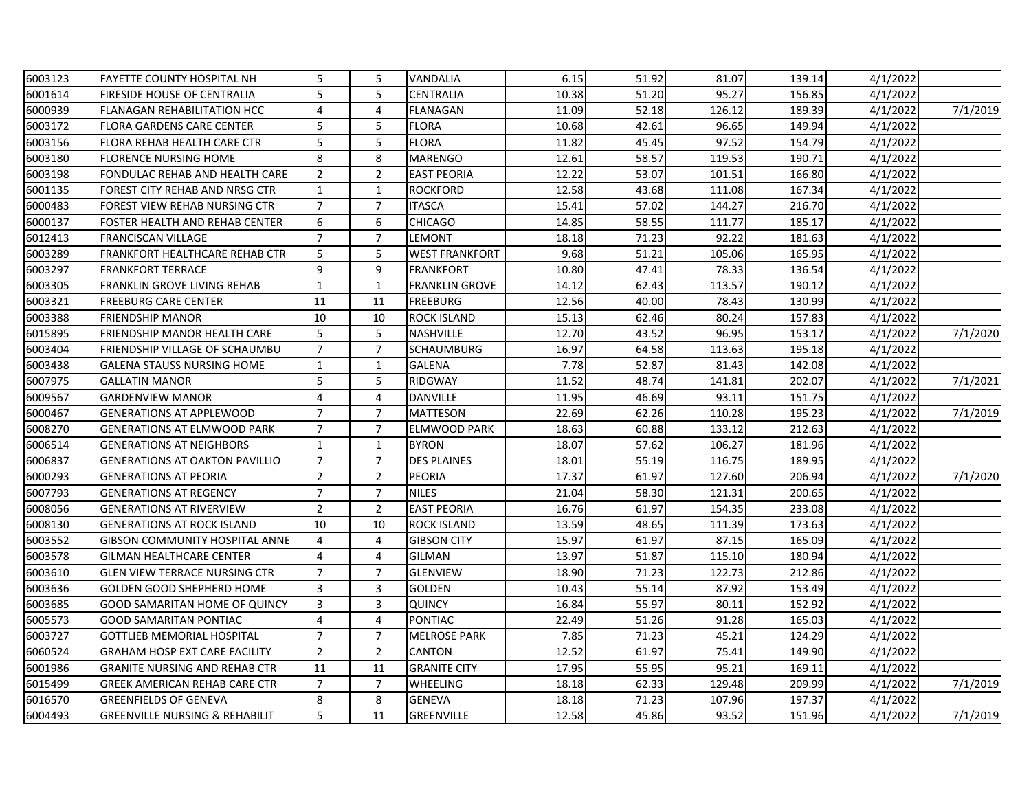| | | | | | | | | | | |
|---|---|---|---|---|---|---|---|---|---|---|
| 6003123 | FAYETTE COUNTY HOSPITAL NH | 5 | 5 | VANDALIA | 6.15 | 51.92 | 81.07 | 139.14 | 4/1/2022 | |
| 6001614 | FIRESIDE HOUSE OF CENTRALIA | 5 | 5 | CENTRALIA | 10.38 | 51.20 | 95.27 | 156.85 | 4/1/2022 | |
| 6000939 | FLANAGAN REHABILITATION HCC | 4 | 4 | FLANAGAN | 11.09 | 52.18 | 126.12 | 189.39 | 4/1/2022 | 7/1/2019 |
| 6003172 | FLORA GARDENS CARE CENTER | 5 | 5 | FLORA | 10.68 | 42.61 | 96.65 | 149.94 | 4/1/2022 | |
| 6003156 | FLORA REHAB HEALTH CARE CTR | 5 | 5 | FLORA | 11.82 | 45.45 | 97.52 | 154.79 | 4/1/2022 | |
| 6003180 | FLORENCE NURSING HOME | 8 | 8 | MARENGO | 12.61 | 58.57 | 119.53 | 190.71 | 4/1/2022 | |
| 6003198 | FONDULAC REHAB AND HEALTH CARE | 2 | 2 | EAST PEORIA | 12.22 | 53.07 | 101.51 | 166.80 | 4/1/2022 | |
| 6001135 | FOREST CITY REHAB AND NRSG CTR | 1 | 1 | ROCKFORD | 12.58 | 43.68 | 111.08 | 167.34 | 4/1/2022 | |
| 6000483 | FOREST VIEW REHAB NURSING CTR | 7 | 7 | ITASCA | 15.41 | 57.02 | 144.27 | 216.70 | 4/1/2022 | |
| 6000137 | FOSTER HEALTH AND REHAB CENTER | 6 | 6 | CHICAGO | 14.85 | 58.55 | 111.77 | 185.17 | 4/1/2022 | |
| 6012413 | FRANCISCAN VILLAGE | 7 | 7 | LEMONT | 18.18 | 71.23 | 92.22 | 181.63 | 4/1/2022 | |
| 6003289 | FRANKFORT HEALTHCARE REHAB CTR | 5 | 5 | WEST FRANKFORT | 9.68 | 51.21 | 105.06 | 165.95 | 4/1/2022 | |
| 6003297 | FRANKFORT TERRACE | 9 | 9 | FRANKFORT | 10.80 | 47.41 | 78.33 | 136.54 | 4/1/2022 | |
| 6003305 | FRANKLIN GROVE LIVING REHAB | 1 | 1 | FRANKLIN GROVE | 14.12 | 62.43 | 113.57 | 190.12 | 4/1/2022 | |
| 6003321 | FREEBURG CARE CENTER | 11 | 11 | FREEBURG | 12.56 | 40.00 | 78.43 | 130.99 | 4/1/2022 | |
| 6003388 | FRIENDSHIP MANOR | 10 | 10 | ROCK ISLAND | 15.13 | 62.46 | 80.24 | 157.83 | 4/1/2022 | |
| 6015895 | FRIENDSHIP MANOR HEALTH CARE | 5 | 5 | NASHVILLE | 12.70 | 43.52 | 96.95 | 153.17 | 4/1/2022 | 7/1/2020 |
| 6003404 | FRIENDSHIP VILLAGE OF SCHAUMBU | 7 | 7 | SCHAUMBURG | 16.97 | 64.58 | 113.63 | 195.18 | 4/1/2022 | |
| 6003438 | GALENA STAUSS NURSING HOME | 1 | 1 | GALENA | 7.78 | 52.87 | 81.43 | 142.08 | 4/1/2022 | |
| 6007975 | GALLATIN MANOR | 5 | 5 | RIDGWAY | 11.52 | 48.74 | 141.81 | 202.07 | 4/1/2022 | 7/1/2021 |
| 6009567 | GARDENVIEW MANOR | 4 | 4 | DANVILLE | 11.95 | 46.69 | 93.11 | 151.75 | 4/1/2022 | |
| 6000467 | GENERATIONS AT APPLEWOOD | 7 | 7 | MATTESON | 22.69 | 62.26 | 110.28 | 195.23 | 4/1/2022 | 7/1/2019 |
| 6008270 | GENERATIONS AT ELMWOOD PARK | 7 | 7 | ELMWOOD PARK | 18.63 | 60.88 | 133.12 | 212.63 | 4/1/2022 | |
| 6006514 | GENERATIONS AT NEIGHBORS | 1 | 1 | BYRON | 18.07 | 57.62 | 106.27 | 181.96 | 4/1/2022 | |
| 6006837 | GENERATIONS AT OAKTON PAVILLIO | 7 | 7 | DES PLAINES | 18.01 | 55.19 | 116.75 | 189.95 | 4/1/2022 | |
| 6000293 | GENERATIONS AT PEORIA | 2 | 2 | PEORIA | 17.37 | 61.97 | 127.60 | 206.94 | 4/1/2022 | 7/1/2020 |
| 6007793 | GENERATIONS AT REGENCY | 7 | 7 | NILES | 21.04 | 58.30 | 121.31 | 200.65 | 4/1/2022 | |
| 6008056 | GENERATIONS AT RIVERVIEW | 2 | 2 | EAST PEORIA | 16.76 | 61.97 | 154.35 | 233.08 | 4/1/2022 | |
| 6008130 | GENERATIONS AT ROCK ISLAND | 10 | 10 | ROCK ISLAND | 13.59 | 48.65 | 111.39 | 173.63 | 4/1/2022 | |
| 6003552 | GIBSON COMMUNITY HOSPITAL ANNE | 4 | 4 | GIBSON CITY | 15.97 | 61.97 | 87.15 | 165.09 | 4/1/2022 | |
| 6003578 | GILMAN HEALTHCARE CENTER | 4 | 4 | GILMAN | 13.97 | 51.87 | 115.10 | 180.94 | 4/1/2022 | |
| 6003610 | GLEN VIEW TERRACE NURSING CTR | 7 | 7 | GLENVIEW | 18.90 | 71.23 | 122.73 | 212.86 | 4/1/2022 | |
| 6003636 | GOLDEN GOOD SHEPHERD HOME | 3 | 3 | GOLDEN | 10.43 | 55.14 | 87.92 | 153.49 | 4/1/2022 | |
| 6003685 | GOOD SAMARITAN HOME OF QUINCY | 3 | 3 | QUINCY | 16.84 | 55.97 | 80.11 | 152.92 | 4/1/2022 | |
| 6005573 | GOOD SAMARITAN PONTIAC | 4 | 4 | PONTIAC | 22.49 | 51.26 | 91.28 | 165.03 | 4/1/2022 | |
| 6003727 | GOTTLIEB MEMORIAL HOSPITAL | 7 | 7 | MELROSE PARK | 7.85 | 71.23 | 45.21 | 124.29 | 4/1/2022 | |
| 6060524 | GRAHAM HOSP EXT CARE FACILITY | 2 | 2 | CANTON | 12.52 | 61.97 | 75.41 | 149.90 | 4/1/2022 | |
| 6001986 | GRANITE NURSING AND REHAB CTR | 11 | 11 | GRANITE CITY | 17.95 | 55.95 | 95.21 | 169.11 | 4/1/2022 | |
| 6015499 | GREEK AMERICAN REHAB CARE CTR | 7 | 7 | WHEELING | 18.18 | 62.33 | 129.48 | 209.99 | 4/1/2022 | 7/1/2019 |
| 6016570 | GREENFIELDS OF GENEVA | 8 | 8 | GENEVA | 18.18 | 71.23 | 107.96 | 197.37 | 4/1/2022 | |
| 6004493 | GREENVILLE NURSING & REHABILIT | 5 | 11 | GREENVILLE | 12.58 | 45.86 | 93.52 | 151.96 | 4/1/2022 | 7/1/2019 |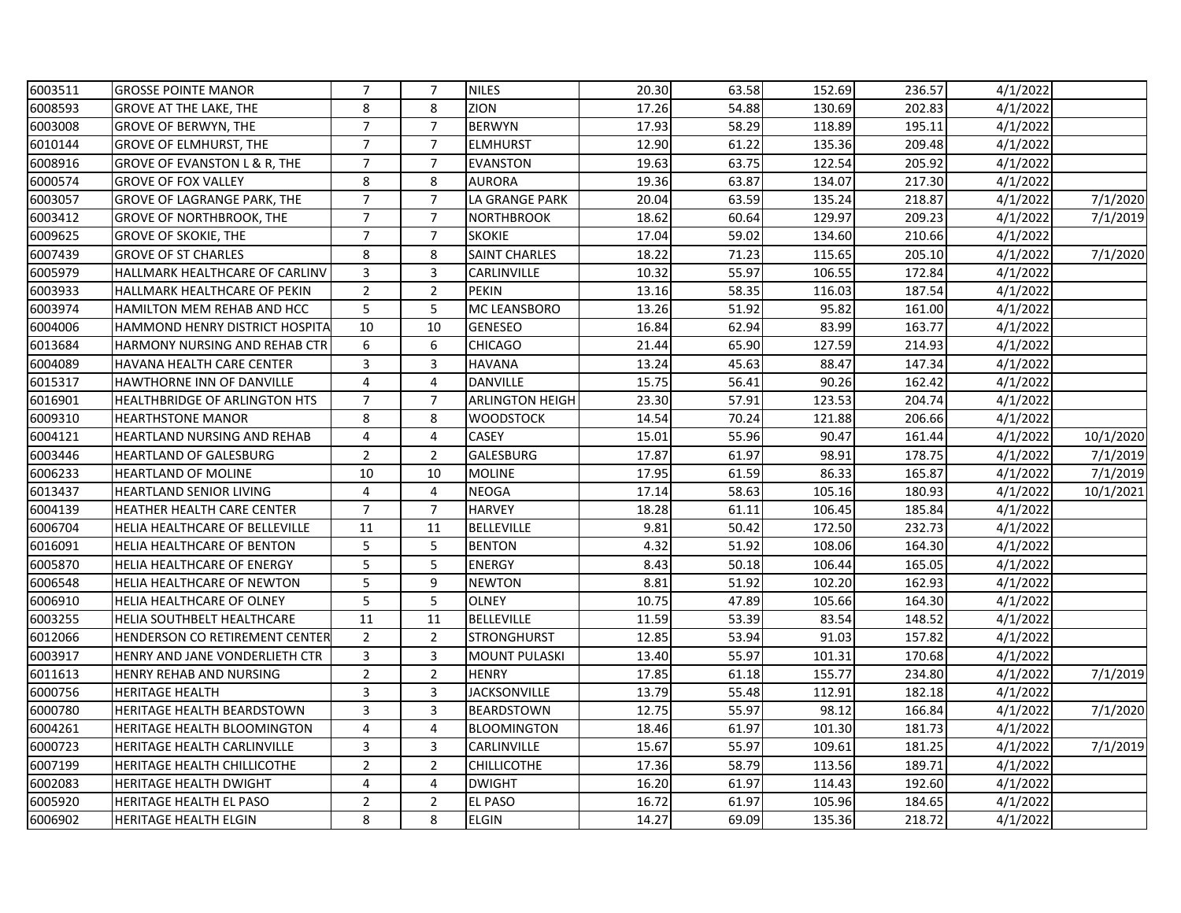| | | | | | | | | | | |
|---|---|---|---|---|---|---|---|---|---|---|
| 6003511 | GROSSE POINTE MANOR | 7 | 7 | NILES | 20.30 | 63.58 | 152.69 | 236.57 | 4/1/2022 | |
| 6008593 | GROVE AT THE LAKE, THE | 8 | 8 | ZION | 17.26 | 54.88 | 130.69 | 202.83 | 4/1/2022 | |
| 6003008 | GROVE OF BERWYN, THE | 7 | 7 | BERWYN | 17.93 | 58.29 | 118.89 | 195.11 | 4/1/2022 | |
| 6010144 | GROVE OF ELMHURST, THE | 7 | 7 | ELMHURST | 12.90 | 61.22 | 135.36 | 209.48 | 4/1/2022 | |
| 6008916 | GROVE OF EVANSTON L & R, THE | 7 | 7 | EVANSTON | 19.63 | 63.75 | 122.54 | 205.92 | 4/1/2022 | |
| 6000574 | GROVE OF FOX VALLEY | 8 | 8 | AURORA | 19.36 | 63.87 | 134.07 | 217.30 | 4/1/2022 | |
| 6003057 | GROVE OF LAGRANGE PARK, THE | 7 | 7 | LA GRANGE PARK | 20.04 | 63.59 | 135.24 | 218.87 | 4/1/2022 | 7/1/2020 |
| 6003412 | GROVE OF NORTHBROOK, THE | 7 | 7 | NORTHBROOK | 18.62 | 60.64 | 129.97 | 209.23 | 4/1/2022 | 7/1/2019 |
| 6009625 | GROVE OF SKOKIE, THE | 7 | 7 | SKOKIE | 17.04 | 59.02 | 134.60 | 210.66 | 4/1/2022 | |
| 6007439 | GROVE OF ST CHARLES | 8 | 8 | SAINT CHARLES | 18.22 | 71.23 | 115.65 | 205.10 | 4/1/2022 | 7/1/2020 |
| 6005979 | HALLMARK HEALTHCARE OF CARLINV | 3 | 3 | CARLINVILLE | 10.32 | 55.97 | 106.55 | 172.84 | 4/1/2022 | |
| 6003933 | HALLMARK HEALTHCARE OF PEKIN | 2 | 2 | PEKIN | 13.16 | 58.35 | 116.03 | 187.54 | 4/1/2022 | |
| 6003974 | HAMILTON MEM REHAB AND HCC | 5 | 5 | MC LEANSBORO | 13.26 | 51.92 | 95.82 | 161.00 | 4/1/2022 | |
| 6004006 | HAMMOND HENRY DISTRICT HOSPITA | 10 | 10 | GENESEO | 16.84 | 62.94 | 83.99 | 163.77 | 4/1/2022 | |
| 6013684 | HARMONY NURSING AND REHAB CTR | 6 | 6 | CHICAGO | 21.44 | 65.90 | 127.59 | 214.93 | 4/1/2022 | |
| 6004089 | HAVANA HEALTH CARE CENTER | 3 | 3 | HAVANA | 13.24 | 45.63 | 88.47 | 147.34 | 4/1/2022 | |
| 6015317 | HAWTHORNE INN OF DANVILLE | 4 | 4 | DANVILLE | 15.75 | 56.41 | 90.26 | 162.42 | 4/1/2022 | |
| 6016901 | HEALTHBRIDGE OF ARLINGTON HTS | 7 | 7 | ARLINGTON HEIGH | 23.30 | 57.91 | 123.53 | 204.74 | 4/1/2022 | |
| 6009310 | HEARTHSTONE MANOR | 8 | 8 | WOODSTOCK | 14.54 | 70.24 | 121.88 | 206.66 | 4/1/2022 | |
| 6004121 | HEARTLAND NURSING AND REHAB | 4 | 4 | CASEY | 15.01 | 55.96 | 90.47 | 161.44 | 4/1/2022 | 10/1/2020 |
| 6003446 | HEARTLAND OF GALESBURG | 2 | 2 | GALESBURG | 17.87 | 61.97 | 98.91 | 178.75 | 4/1/2022 | 7/1/2019 |
| 6006233 | HEARTLAND OF MOLINE | 10 | 10 | MOLINE | 17.95 | 61.59 | 86.33 | 165.87 | 4/1/2022 | 7/1/2019 |
| 6013437 | HEARTLAND SENIOR LIVING | 4 | 4 | NEOGA | 17.14 | 58.63 | 105.16 | 180.93 | 4/1/2022 | 10/1/2021 |
| 6004139 | HEATHER HEALTH CARE CENTER | 7 | 7 | HARVEY | 18.28 | 61.11 | 106.45 | 185.84 | 4/1/2022 | |
| 6006704 | HELIA HEALTHCARE OF BELLEVILLE | 11 | 11 | BELLEVILLE | 9.81 | 50.42 | 172.50 | 232.73 | 4/1/2022 | |
| 6016091 | HELIA HEALTHCARE OF BENTON | 5 | 5 | BENTON | 4.32 | 51.92 | 108.06 | 164.30 | 4/1/2022 | |
| 6005870 | HELIA HEALTHCARE OF ENERGY | 5 | 5 | ENERGY | 8.43 | 50.18 | 106.44 | 165.05 | 4/1/2022 | |
| 6006548 | HELIA HEALTHCARE OF NEWTON | 5 | 9 | NEWTON | 8.81 | 51.92 | 102.20 | 162.93 | 4/1/2022 | |
| 6006910 | HELIA HEALTHCARE OF OLNEY | 5 | 5 | OLNEY | 10.75 | 47.89 | 105.66 | 164.30 | 4/1/2022 | |
| 6003255 | HELIA SOUTHBELT HEALTHCARE | 11 | 11 | BELLEVILLE | 11.59 | 53.39 | 83.54 | 148.52 | 4/1/2022 | |
| 6012066 | HENDERSON CO RETIREMENT CENTER | 2 | 2 | STRONGHURST | 12.85 | 53.94 | 91.03 | 157.82 | 4/1/2022 | |
| 6003917 | HENRY AND JANE VONDERLIETH CTR | 3 | 3 | MOUNT PULASKI | 13.40 | 55.97 | 101.31 | 170.68 | 4/1/2022 | |
| 6011613 | HENRY REHAB AND NURSING | 2 | 2 | HENRY | 17.85 | 61.18 | 155.77 | 234.80 | 4/1/2022 | 7/1/2019 |
| 6000756 | HERITAGE HEALTH | 3 | 3 | JACKSONVILLE | 13.79 | 55.48 | 112.91 | 182.18 | 4/1/2022 | |
| 6000780 | HERITAGE HEALTH BEARDSTOWN | 3 | 3 | BEARDSTOWN | 12.75 | 55.97 | 98.12 | 166.84 | 4/1/2022 | 7/1/2020 |
| 6004261 | HERITAGE HEALTH BLOOMINGTON | 4 | 4 | BLOOMINGTON | 18.46 | 61.97 | 101.30 | 181.73 | 4/1/2022 | |
| 6000723 | HERITAGE HEALTH CARLINVILLE | 3 | 3 | CARLINVILLE | 15.67 | 55.97 | 109.61 | 181.25 | 4/1/2022 | 7/1/2019 |
| 6007199 | HERITAGE HEALTH CHILLICOTHE | 2 | 2 | CHILLICOTHE | 17.36 | 58.79 | 113.56 | 189.71 | 4/1/2022 | |
| 6002083 | HERITAGE HEALTH DWIGHT | 4 | 4 | DWIGHT | 16.20 | 61.97 | 114.43 | 192.60 | 4/1/2022 | |
| 6005920 | HERITAGE HEALTH EL PASO | 2 | 2 | EL PASO | 16.72 | 61.97 | 105.96 | 184.65 | 4/1/2022 | |
| 6006902 | HERITAGE HEALTH ELGIN | 8 | 8 | ELGIN | 14.27 | 69.09 | 135.36 | 218.72 | 4/1/2022 | |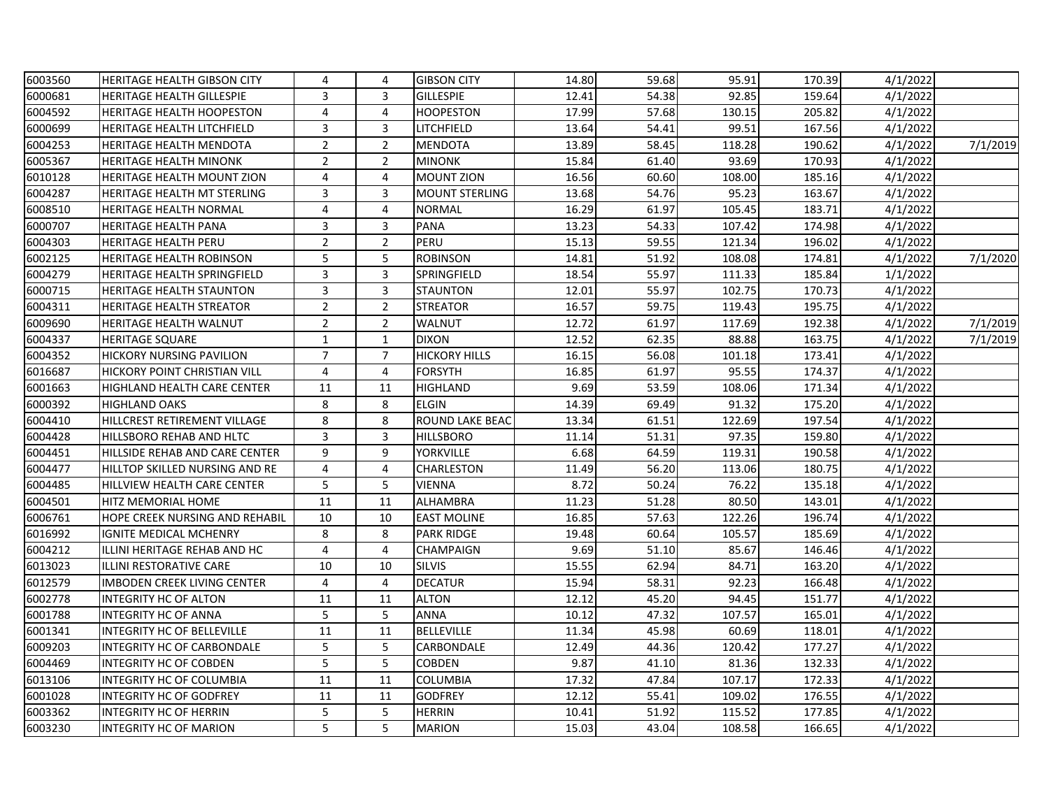| | | | | | | | | | | |
|---|---|---|---|---|---|---|---|---|---|---|
| 6003560 | HERITAGE HEALTH GIBSON CITY | 4 | 4 | GIBSON CITY | 14.80 | 59.68 | 95.91 | 170.39 | 4/1/2022 | |
| 6000681 | HERITAGE HEALTH GILLESPIE | 3 | 3 | GILLESPIE | 12.41 | 54.38 | 92.85 | 159.64 | 4/1/2022 | |
| 6004592 | HERITAGE HEALTH HOOPESTON | 4 | 4 | HOOPESTON | 17.99 | 57.68 | 130.15 | 205.82 | 4/1/2022 | |
| 6000699 | HERITAGE HEALTH LITCHFIELD | 3 | 3 | LITCHFIELD | 13.64 | 54.41 | 99.51 | 167.56 | 4/1/2022 | |
| 6004253 | HERITAGE HEALTH MENDOTA | 2 | 2 | MENDOTA | 13.89 | 58.45 | 118.28 | 190.62 | 4/1/2022 | 7/1/2019 |
| 6005367 | HERITAGE HEALTH MINONK | 2 | 2 | MINONK | 15.84 | 61.40 | 93.69 | 170.93 | 4/1/2022 | |
| 6010128 | HERITAGE HEALTH MOUNT ZION | 4 | 4 | MOUNT ZION | 16.56 | 60.60 | 108.00 | 185.16 | 4/1/2022 | |
| 6004287 | HERITAGE HEALTH MT STERLING | 3 | 3 | MOUNT STERLING | 13.68 | 54.76 | 95.23 | 163.67 | 4/1/2022 | |
| 6008510 | HERITAGE HEALTH NORMAL | 4 | 4 | NORMAL | 16.29 | 61.97 | 105.45 | 183.71 | 4/1/2022 | |
| 6000707 | HERITAGE HEALTH PANA | 3 | 3 | PANA | 13.23 | 54.33 | 107.42 | 174.98 | 4/1/2022 | |
| 6004303 | HERITAGE HEALTH PERU | 2 | 2 | PERU | 15.13 | 59.55 | 121.34 | 196.02 | 4/1/2022 | |
| 6002125 | HERITAGE HEALTH ROBINSON | 5 | 5 | ROBINSON | 14.81 | 51.92 | 108.08 | 174.81 | 4/1/2022 | 7/1/2020 |
| 6004279 | HERITAGE HEALTH SPRINGFIELD | 3 | 3 | SPRINGFIELD | 18.54 | 55.97 | 111.33 | 185.84 | 1/1/2022 | |
| 6000715 | HERITAGE HEALTH STAUNTON | 3 | 3 | STAUNTON | 12.01 | 55.97 | 102.75 | 170.73 | 4/1/2022 | |
| 6004311 | HERITAGE HEALTH STREATOR | 2 | 2 | STREATOR | 16.57 | 59.75 | 119.43 | 195.75 | 4/1/2022 | |
| 6009690 | HERITAGE HEALTH WALNUT | 2 | 2 | WALNUT | 12.72 | 61.97 | 117.69 | 192.38 | 4/1/2022 | 7/1/2019 |
| 6004337 | HERITAGE SQUARE | 1 | 1 | DIXON | 12.52 | 62.35 | 88.88 | 163.75 | 4/1/2022 | 7/1/2019 |
| 6004352 | HICKORY NURSING PAVILION | 7 | 7 | HICKORY HILLS | 16.15 | 56.08 | 101.18 | 173.41 | 4/1/2022 | |
| 6016687 | HICKORY POINT CHRISTIAN VILL | 4 | 4 | FORSYTH | 16.85 | 61.97 | 95.55 | 174.37 | 4/1/2022 | |
| 6001663 | HIGHLAND HEALTH CARE CENTER | 11 | 11 | HIGHLAND | 9.69 | 53.59 | 108.06 | 171.34 | 4/1/2022 | |
| 6000392 | HIGHLAND OAKS | 8 | 8 | ELGIN | 14.39 | 69.49 | 91.32 | 175.20 | 4/1/2022 | |
| 6004410 | HILLCREST RETIREMENT VILLAGE | 8 | 8 | ROUND LAKE BEAC | 13.34 | 61.51 | 122.69 | 197.54 | 4/1/2022 | |
| 6004428 | HILLSBORO REHAB AND HLTC | 3 | 3 | HILLSBORO | 11.14 | 51.31 | 97.35 | 159.80 | 4/1/2022 | |
| 6004451 | HILLSIDE REHAB AND CARE CENTER | 9 | 9 | YORKVILLE | 6.68 | 64.59 | 119.31 | 190.58 | 4/1/2022 | |
| 6004477 | HILLTOP SKILLED NURSING AND RE | 4 | 4 | CHARLESTON | 11.49 | 56.20 | 113.06 | 180.75 | 4/1/2022 | |
| 6004485 | HILLVIEW HEALTH CARE CENTER | 5 | 5 | VIENNA | 8.72 | 50.24 | 76.22 | 135.18 | 4/1/2022 | |
| 6004501 | HITZ MEMORIAL HOME | 11 | 11 | ALHAMBRA | 11.23 | 51.28 | 80.50 | 143.01 | 4/1/2022 | |
| 6006761 | HOPE CREEK NURSING AND REHABIL | 10 | 10 | EAST MOLINE | 16.85 | 57.63 | 122.26 | 196.74 | 4/1/2022 | |
| 6016992 | IGNITE MEDICAL MCHENRY | 8 | 8 | PARK RIDGE | 19.48 | 60.64 | 105.57 | 185.69 | 4/1/2022 | |
| 6004212 | ILLINI HERITAGE REHAB AND HC | 4 | 4 | CHAMPAIGN | 9.69 | 51.10 | 85.67 | 146.46 | 4/1/2022 | |
| 6013023 | ILLINI RESTORATIVE CARE | 10 | 10 | SILVIS | 15.55 | 62.94 | 84.71 | 163.20 | 4/1/2022 | |
| 6012579 | IMBODEN CREEK LIVING CENTER | 4 | 4 | DECATUR | 15.94 | 58.31 | 92.23 | 166.48 | 4/1/2022 | |
| 6002778 | INTEGRITY HC OF ALTON | 11 | 11 | ALTON | 12.12 | 45.20 | 94.45 | 151.77 | 4/1/2022 | |
| 6001788 | INTEGRITY HC OF ANNA | 5 | 5 | ANNA | 10.12 | 47.32 | 107.57 | 165.01 | 4/1/2022 | |
| 6001341 | INTEGRITY HC OF BELLEVILLE | 11 | 11 | BELLEVILLE | 11.34 | 45.98 | 60.69 | 118.01 | 4/1/2022 | |
| 6009203 | INTEGRITY HC OF CARBONDALE | 5 | 5 | CARBONDALE | 12.49 | 44.36 | 120.42 | 177.27 | 4/1/2022 | |
| 6004469 | INTEGRITY HC OF COBDEN | 5 | 5 | COBDEN | 9.87 | 41.10 | 81.36 | 132.33 | 4/1/2022 | |
| 6013106 | INTEGRITY HC OF COLUMBIA | 11 | 11 | COLUMBIA | 17.32 | 47.84 | 107.17 | 172.33 | 4/1/2022 | |
| 6001028 | INTEGRITY HC OF GODFREY | 11 | 11 | GODFREY | 12.12 | 55.41 | 109.02 | 176.55 | 4/1/2022 | |
| 6003362 | INTEGRITY HC OF HERRIN | 5 | 5 | HERRIN | 10.41 | 51.92 | 115.52 | 177.85 | 4/1/2022 | |
| 6003230 | INTEGRITY HC OF MARION | 5 | 5 | MARION | 15.03 | 43.04 | 108.58 | 166.65 | 4/1/2022 | |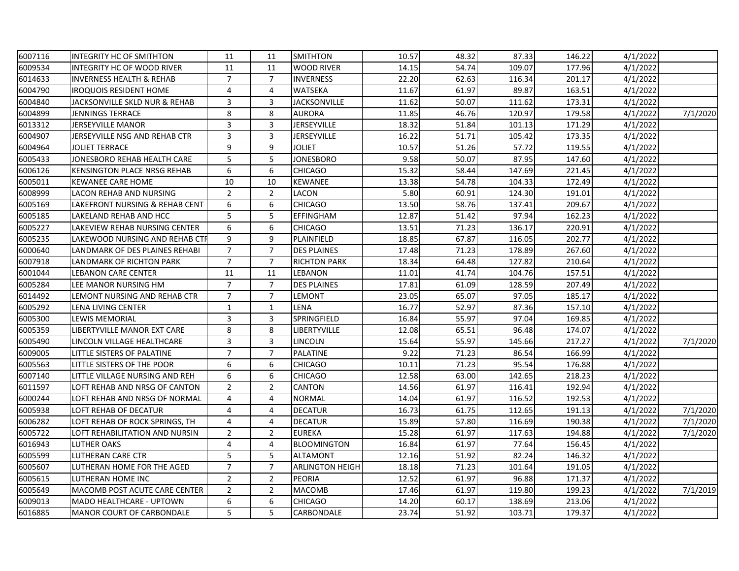| | | | | | | | | | | |
|---|---|---|---|---|---|---|---|---|---|---|
| 6007116 | INTEGRITY HC OF SMITHTON | 11 | 11 | SMITHTON | 10.57 | 48.32 | 87.33 | 146.22 | 4/1/2022 | |
| 6009534 | INTEGRITY HC OF WOOD RIVER | 11 | 11 | WOOD RIVER | 14.15 | 54.74 | 109.07 | 177.96 | 4/1/2022 | |
| 6014633 | INVERNESS HEALTH & REHAB | 7 | 7 | INVERNESS | 22.20 | 62.63 | 116.34 | 201.17 | 4/1/2022 | |
| 6004790 | IROQUOIS RESIDENT HOME | 4 | 4 | WATSEKA | 11.67 | 61.97 | 89.87 | 163.51 | 4/1/2022 | |
| 6004840 | JACKSONVILLE SKLD NUR & REHAB | 3 | 3 | JACKSONVILLE | 11.62 | 50.07 | 111.62 | 173.31 | 4/1/2022 | |
| 6004899 | JENNINGS TERRACE | 8 | 8 | AURORA | 11.85 | 46.76 | 120.97 | 179.58 | 4/1/2022 | 7/1/2020 |
| 6013312 | JERSEYVILLE MANOR | 3 | 3 | JERSEYVILLE | 18.32 | 51.84 | 101.13 | 171.29 | 4/1/2022 | |
| 6004907 | JERSEYVILLE NSG AND REHAB CTR | 3 | 3 | JERSEYVILLE | 16.22 | 51.71 | 105.42 | 173.35 | 4/1/2022 | |
| 6004964 | JOLIET TERRACE | 9 | 9 | JOLIET | 10.57 | 51.26 | 57.72 | 119.55 | 4/1/2022 | |
| 6005433 | JONESBORO REHAB HEALTH CARE | 5 | 5 | JONESBORO | 9.58 | 50.07 | 87.95 | 147.60 | 4/1/2022 | |
| 6006126 | KENSINGTON PLACE NRSG REHAB | 6 | 6 | CHICAGO | 15.32 | 58.44 | 147.69 | 221.45 | 4/1/2022 | |
| 6005011 | KEWANEE CARE HOME | 10 | 10 | KEWANEE | 13.38 | 54.78 | 104.33 | 172.49 | 4/1/2022 | |
| 6008999 | LACON REHAB AND NURSING | 2 | 2 | LACON | 5.80 | 60.91 | 124.30 | 191.01 | 4/1/2022 | |
| 6005169 | LAKEFRONT NURSING & REHAB CENT | 6 | 6 | CHICAGO | 13.50 | 58.76 | 137.41 | 209.67 | 4/1/2022 | |
| 6005185 | LAKELAND REHAB AND HCC | 5 | 5 | EFFINGHAM | 12.87 | 51.42 | 97.94 | 162.23 | 4/1/2022 | |
| 6005227 | LAKEVIEW REHAB NURSING CENTER | 6 | 6 | CHICAGO | 13.51 | 71.23 | 136.17 | 220.91 | 4/1/2022 | |
| 6005235 | LAKEWOOD NURSING AND REHAB CTR | 9 | 9 | PLAINFIELD | 18.85 | 67.87 | 116.05 | 202.77 | 4/1/2022 | |
| 6000640 | LANDMARK OF DES PLAINES REHABI | 7 | 7 | DES PLAINES | 17.48 | 71.23 | 178.89 | 267.60 | 4/1/2022 | |
| 6007918 | LANDMARK OF RICHTON PARK | 7 | 7 | RICHTON PARK | 18.34 | 64.48 | 127.82 | 210.64 | 4/1/2022 | |
| 6001044 | LEBANON CARE CENTER | 11 | 11 | LEBANON | 11.01 | 41.74 | 104.76 | 157.51 | 4/1/2022 | |
| 6005284 | LEE MANOR NURSING HM | 7 | 7 | DES PLAINES | 17.81 | 61.09 | 128.59 | 207.49 | 4/1/2022 | |
| 6014492 | LEMONT NURSING AND REHAB CTR | 7 | 7 | LEMONT | 23.05 | 65.07 | 97.05 | 185.17 | 4/1/2022 | |
| 6005292 | LENA LIVING CENTER | 1 | 1 | LENA | 16.77 | 52.97 | 87.36 | 157.10 | 4/1/2022 | |
| 6005300 | LEWIS MEMORIAL | 3 | 3 | SPRINGFIELD | 16.84 | 55.97 | 97.04 | 169.85 | 4/1/2022 | |
| 6005359 | LIBERTYVILLE MANOR EXT CARE | 8 | 8 | LIBERTYVILLE | 12.08 | 65.51 | 96.48 | 174.07 | 4/1/2022 | |
| 6005490 | LINCOLN VILLAGE HEALTHCARE | 3 | 3 | LINCOLN | 15.64 | 55.97 | 145.66 | 217.27 | 4/1/2022 | 7/1/2020 |
| 6009005 | LITTLE SISTERS OF PALATINE | 7 | 7 | PALATINE | 9.22 | 71.23 | 86.54 | 166.99 | 4/1/2022 | |
| 6005563 | LITTLE SISTERS OF THE POOR | 6 | 6 | CHICAGO | 10.11 | 71.23 | 95.54 | 176.88 | 4/1/2022 | |
| 6007140 | LITTLE VILLAGE NURSING AND REH | 6 | 6 | CHICAGO | 12.58 | 63.00 | 142.65 | 218.23 | 4/1/2022 | |
| 6011597 | LOFT REHAB AND NRSG OF CANTON | 2 | 2 | CANTON | 14.56 | 61.97 | 116.41 | 192.94 | 4/1/2022 | |
| 6000244 | LOFT REHAB AND NRSG OF NORMAL | 4 | 4 | NORMAL | 14.04 | 61.97 | 116.52 | 192.53 | 4/1/2022 | |
| 6005938 | LOFT REHAB OF DECATUR | 4 | 4 | DECATUR | 16.73 | 61.75 | 112.65 | 191.13 | 4/1/2022 | 7/1/2020 |
| 6006282 | LOFT REHAB OF ROCK SPRINGS, TH | 4 | 4 | DECATUR | 15.89 | 57.80 | 116.69 | 190.38 | 4/1/2022 | 7/1/2020 |
| 6005722 | LOFT REHABILITATION AND NURSIN | 2 | 2 | EUREKA | 15.28 | 61.97 | 117.63 | 194.88 | 4/1/2022 | 7/1/2020 |
| 6016943 | LUTHER OAKS | 4 | 4 | BLOOMINGTON | 16.84 | 61.97 | 77.64 | 156.45 | 4/1/2022 | |
| 6005599 | LUTHERAN CARE CTR | 5 | 5 | ALTAMONT | 12.16 | 51.92 | 82.24 | 146.32 | 4/1/2022 | |
| 6005607 | LUTHERAN HOME FOR THE AGED | 7 | 7 | ARLINGTON HEIGH | 18.18 | 71.23 | 101.64 | 191.05 | 4/1/2022 | |
| 6005615 | LUTHERAN HOME INC | 2 | 2 | PEORIA | 12.52 | 61.97 | 96.88 | 171.37 | 4/1/2022 | |
| 6005649 | MACOMB POST ACUTE CARE CENTER | 2 | 2 | MACOMB | 17.46 | 61.97 | 119.80 | 199.23 | 4/1/2022 | 7/1/2019 |
| 6009013 | MADO HEALTHCARE - UPTOWN | 6 | 6 | CHICAGO | 14.20 | 60.17 | 138.69 | 213.06 | 4/1/2022 | |
| 6016885 | MANOR COURT OF CARBONDALE | 5 | 5 | CARBONDALE | 23.74 | 51.92 | 103.71 | 179.37 | 4/1/2022 | |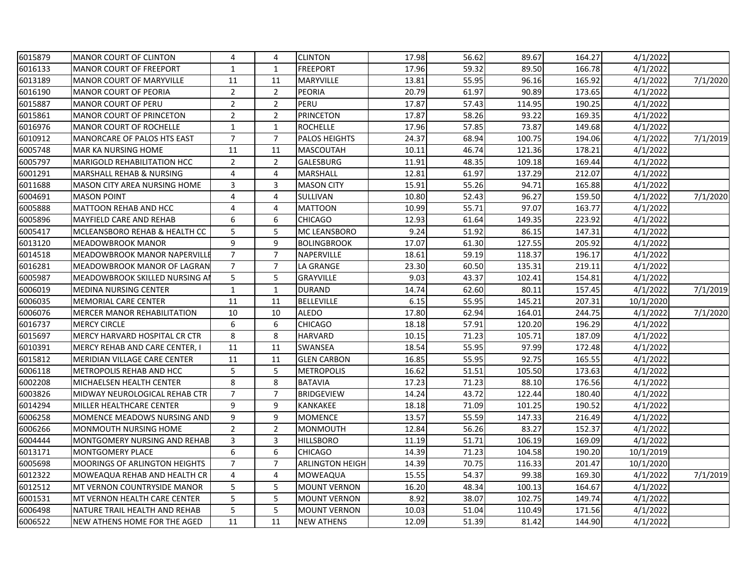| | | | | | | | | | | |
|---|---|---|---|---|---|---|---|---|---|---|
| 6015879 | MANOR COURT OF CLINTON | 4 | 4 | CLINTON | 17.98 | 56.62 | 89.67 | 164.27 | 4/1/2022 | |
| 6016133 | MANOR COURT OF FREEPORT | 1 | 1 | FREEPORT | 17.96 | 59.32 | 89.50 | 166.78 | 4/1/2022 | |
| 6013189 | MANOR COURT OF MARYVILLE | 11 | 11 | MARYVILLE | 13.81 | 55.95 | 96.16 | 165.92 | 4/1/2022 | 7/1/2020 |
| 6016190 | MANOR COURT OF PEORIA | 2 | 2 | PEORIA | 20.79 | 61.97 | 90.89 | 173.65 | 4/1/2022 | |
| 6015887 | MANOR COURT OF PERU | 2 | 2 | PERU | 17.87 | 57.43 | 114.95 | 190.25 | 4/1/2022 | |
| 6015861 | MANOR COURT OF PRINCETON | 2 | 2 | PRINCETON | 17.87 | 58.26 | 93.22 | 169.35 | 4/1/2022 | |
| 6016976 | MANOR COURT OF ROCHELLE | 1 | 1 | ROCHELLE | 17.96 | 57.85 | 73.87 | 149.68 | 4/1/2022 | |
| 6010912 | MANORCARE OF PALOS HTS EAST | 7 | 7 | PALOS HEIGHTS | 24.37 | 68.94 | 100.75 | 194.06 | 4/1/2022 | 7/1/2019 |
| 6005748 | MAR KA NURSING HOME | 11 | 11 | MASCOUTAH | 10.11 | 46.74 | 121.36 | 178.21 | 4/1/2022 | |
| 6005797 | MARIGOLD REHABILITATION HCC | 2 | 2 | GALESBURG | 11.91 | 48.35 | 109.18 | 169.44 | 4/1/2022 | |
| 6001291 | MARSHALL REHAB & NURSING | 4 | 4 | MARSHALL | 12.81 | 61.97 | 137.29 | 212.07 | 4/1/2022 | |
| 6011688 | MASON CITY AREA NURSING HOME | 3 | 3 | MASON CITY | 15.91 | 55.26 | 94.71 | 165.88 | 4/1/2022 | |
| 6004691 | MASON POINT | 4 | 4 | SULLIVAN | 10.80 | 52.43 | 96.27 | 159.50 | 4/1/2022 | 7/1/2020 |
| 6005888 | MATTOON REHAB AND HCC | 4 | 4 | MATTOON | 10.99 | 55.71 | 97.07 | 163.77 | 4/1/2022 | |
| 6005896 | MAYFIELD CARE AND REHAB | 6 | 6 | CHICAGO | 12.93 | 61.64 | 149.35 | 223.92 | 4/1/2022 | |
| 6005417 | MCLEANSBORO REHAB & HEALTH CC | 5 | 5 | MC LEANSBORO | 9.24 | 51.92 | 86.15 | 147.31 | 4/1/2022 | |
| 6013120 | MEADOWBROOK MANOR | 9 | 9 | BOLINGBROOK | 17.07 | 61.30 | 127.55 | 205.92 | 4/1/2022 | |
| 6014518 | MEADOWBROOK MANOR NAPERVILLE | 7 | 7 | NAPERVILLE | 18.61 | 59.19 | 118.37 | 196.17 | 4/1/2022 | |
| 6016281 | MEADOWBROOK MANOR OF LAGRAN | 7 | 7 | LA GRANGE | 23.30 | 60.50 | 135.31 | 219.11 | 4/1/2022 | |
| 6005987 | MEADOWBROOK SKILLED NURSING AN | 5 | 5 | GRAYVILLE | 9.03 | 43.37 | 102.41 | 154.81 | 4/1/2022 | |
| 6006019 | MEDINA NURSING CENTER | 1 | 1 | DURAND | 14.74 | 62.60 | 80.11 | 157.45 | 4/1/2022 | 7/1/2019 |
| 6006035 | MEMORIAL CARE CENTER | 11 | 11 | BELLEVILLE | 6.15 | 55.95 | 145.21 | 207.31 | 10/1/2020 | |
| 6006076 | MERCER MANOR REHABILITATION | 10 | 10 | ALEDO | 17.80 | 62.94 | 164.01 | 244.75 | 4/1/2022 | 7/1/2020 |
| 6016737 | MERCY CIRCLE | 6 | 6 | CHICAGO | 18.18 | 57.91 | 120.20 | 196.29 | 4/1/2022 | |
| 6015697 | MERCY HARVARD HOSPITAL CR CTR | 8 | 8 | HARVARD | 10.15 | 71.23 | 105.71 | 187.09 | 4/1/2022 | |
| 6010391 | MERCY REHAB AND CARE CENTER, I | 11 | 11 | SWANSEA | 18.54 | 55.95 | 97.99 | 172.48 | 4/1/2022 | |
| 6015812 | MERIDIAN VILLAGE CARE CENTER | 11 | 11 | GLEN CARBON | 16.85 | 55.95 | 92.75 | 165.55 | 4/1/2022 | |
| 6006118 | METROPOLIS REHAB AND HCC | 5 | 5 | METROPOLIS | 16.62 | 51.51 | 105.50 | 173.63 | 4/1/2022 | |
| 6002208 | MICHAELSEN HEALTH CENTER | 8 | 8 | BATAVIA | 17.23 | 71.23 | 88.10 | 176.56 | 4/1/2022 | |
| 6003826 | MIDWAY NEUROLOGICAL REHAB CTR | 7 | 7 | BRIDGEVIEW | 14.24 | 43.72 | 122.44 | 180.40 | 4/1/2022 | |
| 6014294 | MILLER HEALTHCARE CENTER | 9 | 9 | KANKAKEE | 18.18 | 71.09 | 101.25 | 190.52 | 4/1/2022 | |
| 6006258 | MOMENCE MEADOWS NURSING AND | 9 | 9 | MOMENCE | 13.57 | 55.59 | 147.33 | 216.49 | 4/1/2022 | |
| 6006266 | MONMOUTH NURSING HOME | 2 | 2 | MONMOUTH | 12.84 | 56.26 | 83.27 | 152.37 | 4/1/2022 | |
| 6004444 | MONTGOMERY NURSING AND REHAB | 3 | 3 | HILLSBORO | 11.19 | 51.71 | 106.19 | 169.09 | 4/1/2022 | |
| 6013171 | MONTGOMERY PLACE | 6 | 6 | CHICAGO | 14.39 | 71.23 | 104.58 | 190.20 | 10/1/2019 | |
| 6005698 | MOORINGS OF ARLINGTON HEIGHTS | 7 | 7 | ARLINGTON HEIGH | 14.39 | 70.75 | 116.33 | 201.47 | 10/1/2020 | |
| 6012322 | MOWEAQUA REHAB AND HEALTH CR | 4 | 4 | MOWEAQUA | 15.55 | 54.37 | 99.38 | 169.30 | 4/1/2022 | 7/1/2019 |
| 6012512 | MT VERNON COUNTRYSIDE MANOR | 5 | 5 | MOUNT VERNON | 16.20 | 48.34 | 100.13 | 164.67 | 4/1/2022 | |
| 6001531 | MT VERNON HEALTH CARE CENTER | 5 | 5 | MOUNT VERNON | 8.92 | 38.07 | 102.75 | 149.74 | 4/1/2022 | |
| 6006498 | NATURE TRAIL HEALTH AND REHAB | 5 | 5 | MOUNT VERNON | 10.03 | 51.04 | 110.49 | 171.56 | 4/1/2022 | |
| 6006522 | NEW ATHENS HOME FOR THE AGED | 11 | 11 | NEW ATHENS | 12.09 | 51.39 | 81.42 | 144.90 | 4/1/2022 | |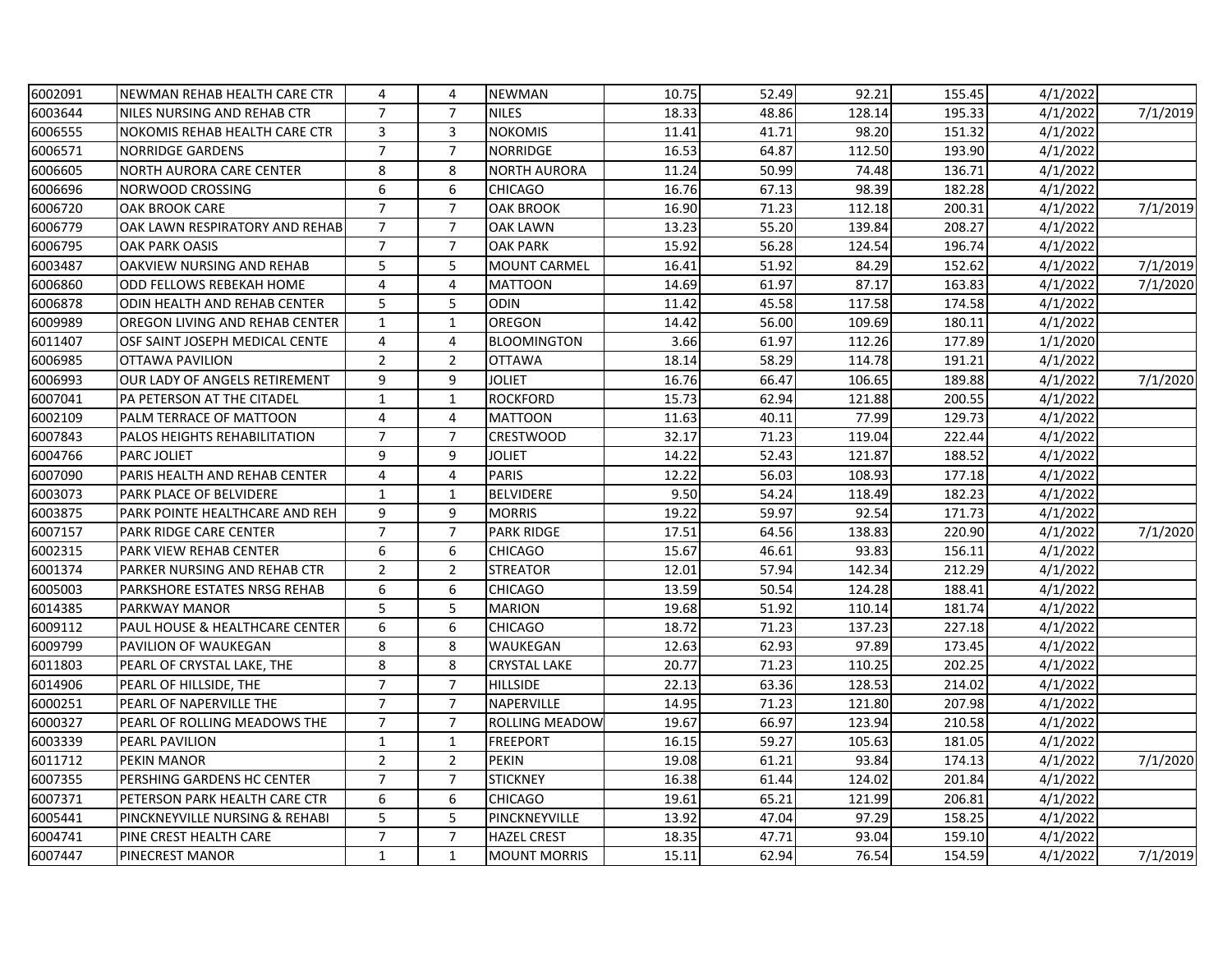| | | | | | | | | | | |
|---|---|---|---|---|---|---|---|---|---|---|
| 6002091 | NEWMAN REHAB HEALTH CARE CTR | 4 | 4 | NEWMAN | 10.75 | 52.49 | 92.21 | 155.45 | 4/1/2022 | |
| 6003644 | NILES NURSING AND REHAB CTR | 7 | 7 | NILES | 18.33 | 48.86 | 128.14 | 195.33 | 4/1/2022 | 7/1/2019 |
| 6006555 | NOKOMIS REHAB HEALTH CARE CTR | 3 | 3 | NOKOMIS | 11.41 | 41.71 | 98.20 | 151.32 | 4/1/2022 | |
| 6006571 | NORRIDGE GARDENS | 7 | 7 | NORRIDGE | 16.53 | 64.87 | 112.50 | 193.90 | 4/1/2022 | |
| 6006605 | NORTH AURORA CARE CENTER | 8 | 8 | NORTH AURORA | 11.24 | 50.99 | 74.48 | 136.71 | 4/1/2022 | |
| 6006696 | NORWOOD CROSSING | 6 | 6 | CHICAGO | 16.76 | 67.13 | 98.39 | 182.28 | 4/1/2022 | |
| 6006720 | OAK BROOK CARE | 7 | 7 | OAK BROOK | 16.90 | 71.23 | 112.18 | 200.31 | 4/1/2022 | 7/1/2019 |
| 6006779 | OAK LAWN RESPIRATORY AND REHAB | 7 | 7 | OAK LAWN | 13.23 | 55.20 | 139.84 | 208.27 | 4/1/2022 | |
| 6006795 | OAK PARK OASIS | 7 | 7 | OAK PARK | 15.92 | 56.28 | 124.54 | 196.74 | 4/1/2022 | |
| 6003487 | OAKVIEW NURSING AND REHAB | 5 | 5 | MOUNT CARMEL | 16.41 | 51.92 | 84.29 | 152.62 | 4/1/2022 | 7/1/2019 |
| 6006860 | ODD FELLOWS REBEKAH HOME | 4 | 4 | MATTOON | 14.69 | 61.97 | 87.17 | 163.83 | 4/1/2022 | 7/1/2020 |
| 6006878 | ODIN HEALTH AND REHAB CENTER | 5 | 5 | ODIN | 11.42 | 45.58 | 117.58 | 174.58 | 4/1/2022 | |
| 6009989 | OREGON LIVING AND REHAB CENTER | 1 | 1 | OREGON | 14.42 | 56.00 | 109.69 | 180.11 | 4/1/2022 | |
| 6011407 | OSF SAINT JOSEPH MEDICAL CENTE | 4 | 4 | BLOOMINGTON | 3.66 | 61.97 | 112.26 | 177.89 | 1/1/2020 | |
| 6006985 | OTTAWA PAVILION | 2 | 2 | OTTAWA | 18.14 | 58.29 | 114.78 | 191.21 | 4/1/2022 | |
| 6006993 | OUR LADY OF ANGELS RETIREMENT | 9 | 9 | JOLIET | 16.76 | 66.47 | 106.65 | 189.88 | 4/1/2022 | 7/1/2020 |
| 6007041 | PA PETERSON AT THE CITADEL | 1 | 1 | ROCKFORD | 15.73 | 62.94 | 121.88 | 200.55 | 4/1/2022 | |
| 6002109 | PALM TERRACE OF MATTOON | 4 | 4 | MATTOON | 11.63 | 40.11 | 77.99 | 129.73 | 4/1/2022 | |
| 6007843 | PALOS HEIGHTS REHABILITATION | 7 | 7 | CRESTWOOD | 32.17 | 71.23 | 119.04 | 222.44 | 4/1/2022 | |
| 6004766 | PARC JOLIET | 9 | 9 | JOLIET | 14.22 | 52.43 | 121.87 | 188.52 | 4/1/2022 | |
| 6007090 | PARIS HEALTH AND REHAB CENTER | 4 | 4 | PARIS | 12.22 | 56.03 | 108.93 | 177.18 | 4/1/2022 | |
| 6003073 | PARK PLACE OF BELVIDERE | 1 | 1 | BELVIDERE | 9.50 | 54.24 | 118.49 | 182.23 | 4/1/2022 | |
| 6003875 | PARK POINTE HEALTHCARE AND REH | 9 | 9 | MORRIS | 19.22 | 59.97 | 92.54 | 171.73 | 4/1/2022 | |
| 6007157 | PARK RIDGE CARE CENTER | 7 | 7 | PARK RIDGE | 17.51 | 64.56 | 138.83 | 220.90 | 4/1/2022 | 7/1/2020 |
| 6002315 | PARK VIEW REHAB CENTER | 6 | 6 | CHICAGO | 15.67 | 46.61 | 93.83 | 156.11 | 4/1/2022 | |
| 6001374 | PARKER NURSING AND REHAB CTR | 2 | 2 | STREATOR | 12.01 | 57.94 | 142.34 | 212.29 | 4/1/2022 | |
| 6005003 | PARKSHORE ESTATES NRSG REHAB | 6 | 6 | CHICAGO | 13.59 | 50.54 | 124.28 | 188.41 | 4/1/2022 | |
| 6014385 | PARKWAY MANOR | 5 | 5 | MARION | 19.68 | 51.92 | 110.14 | 181.74 | 4/1/2022 | |
| 6009112 | PAUL HOUSE & HEALTHCARE CENTER | 6 | 6 | CHICAGO | 18.72 | 71.23 | 137.23 | 227.18 | 4/1/2022 | |
| 6009799 | PAVILION OF WAUKEGAN | 8 | 8 | WAUKEGAN | 12.63 | 62.93 | 97.89 | 173.45 | 4/1/2022 | |
| 6011803 | PEARL OF CRYSTAL LAKE, THE | 8 | 8 | CRYSTAL LAKE | 20.77 | 71.23 | 110.25 | 202.25 | 4/1/2022 | |
| 6014906 | PEARL OF HILLSIDE, THE | 7 | 7 | HILLSIDE | 22.13 | 63.36 | 128.53 | 214.02 | 4/1/2022 | |
| 6000251 | PEARL OF NAPERVILLE THE | 7 | 7 | NAPERVILLE | 14.95 | 71.23 | 121.80 | 207.98 | 4/1/2022 | |
| 6000327 | PEARL OF ROLLING MEADOWS THE | 7 | 7 | ROLLING MEADOW | 19.67 | 66.97 | 123.94 | 210.58 | 4/1/2022 | |
| 6003339 | PEARL PAVILION | 1 | 1 | FREEPORT | 16.15 | 59.27 | 105.63 | 181.05 | 4/1/2022 | |
| 6011712 | PEKIN MANOR | 2 | 2 | PEKIN | 19.08 | 61.21 | 93.84 | 174.13 | 4/1/2022 | 7/1/2020 |
| 6007355 | PERSHING GARDENS HC CENTER | 7 | 7 | STICKNEY | 16.38 | 61.44 | 124.02 | 201.84 | 4/1/2022 | |
| 6007371 | PETERSON PARK HEALTH CARE CTR | 6 | 6 | CHICAGO | 19.61 | 65.21 | 121.99 | 206.81 | 4/1/2022 | |
| 6005441 | PINCKNEYVILLE NURSING & REHABI | 5 | 5 | PINCKNEYVILLE | 13.92 | 47.04 | 97.29 | 158.25 | 4/1/2022 | |
| 6004741 | PINE CREST HEALTH CARE | 7 | 7 | HAZEL CREST | 18.35 | 47.71 | 93.04 | 159.10 | 4/1/2022 | |
| 6007447 | PINECREST MANOR | 1 | 1 | MOUNT MORRIS | 15.11 | 62.94 | 76.54 | 154.59 | 4/1/2022 | 7/1/2019 |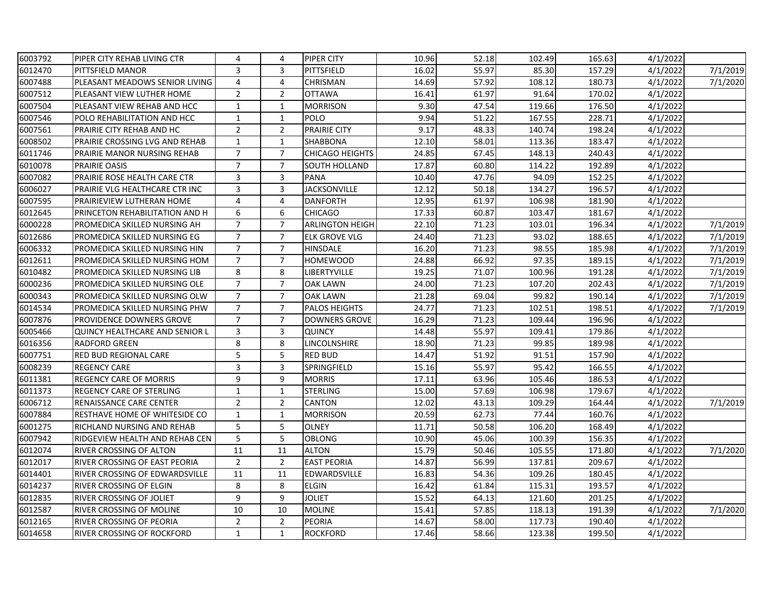| | | | | | | | | | | |
|---|---|---|---|---|---|---|---|---|---|---|
| 6003792 | PIPER CITY REHAB LIVING CTR | 4 | 4 | PIPER CITY | 10.96 | 52.18 | 102.49 | 165.63 | 4/1/2022 | |
| 6012470 | PITTSFIELD MANOR | 3 | 3 | PITTSFIELD | 16.02 | 55.97 | 85.30 | 157.29 | 4/1/2022 | 7/1/2019 |
| 6007488 | PLEASANT MEADOWS SENIOR LIVING | 4 | 4 | CHRISMAN | 14.69 | 57.92 | 108.12 | 180.73 | 4/1/2022 | 7/1/2020 |
| 6007512 | PLEASANT VIEW LUTHER HOME | 2 | 2 | OTTAWA | 16.41 | 61.97 | 91.64 | 170.02 | 4/1/2022 | |
| 6007504 | PLEASANT VIEW REHAB AND HCC | 1 | 1 | MORRISON | 9.30 | 47.54 | 119.66 | 176.50 | 4/1/2022 | |
| 6007546 | POLO REHABILITATION AND HCC | 1 | 1 | POLO | 9.94 | 51.22 | 167.55 | 228.71 | 4/1/2022 | |
| 6007561 | PRAIRIE CITY REHAB AND HC | 2 | 2 | PRAIRIE CITY | 9.17 | 48.33 | 140.74 | 198.24 | 4/1/2022 | |
| 6008502 | PRAIRIE CROSSING LVG AND REHAB | 1 | 1 | SHABBONA | 12.10 | 58.01 | 113.36 | 183.47 | 4/1/2022 | |
| 6011746 | PRAIRIE MANOR NURSING REHAB | 7 | 7 | CHICAGO HEIGHTS | 24.85 | 67.45 | 148.13 | 240.43 | 4/1/2022 | |
| 6010078 | PRAIRIE OASIS | 7 | 7 | SOUTH HOLLAND | 17.87 | 60.80 | 114.22 | 192.89 | 4/1/2022 | |
| 6007082 | PRAIRIE ROSE HEALTH CARE CTR | 3 | 3 | PANA | 10.40 | 47.76 | 94.09 | 152.25 | 4/1/2022 | |
| 6006027 | PRAIRIE VLG HEALTHCARE CTR INC | 3 | 3 | JACKSONVILLE | 12.12 | 50.18 | 134.27 | 196.57 | 4/1/2022 | |
| 6007595 | PRAIRIEVIEW LUTHERAN HOME | 4 | 4 | DANFORTH | 12.95 | 61.97 | 106.98 | 181.90 | 4/1/2022 | |
| 6012645 | PRINCETON REHABILITATION AND H | 6 | 6 | CHICAGO | 17.33 | 60.87 | 103.47 | 181.67 | 4/1/2022 | |
| 6000228 | PROMEDICA SKILLED NURSING AH | 7 | 7 | ARLINGTON HEIGH | 22.10 | 71.23 | 103.01 | 196.34 | 4/1/2022 | 7/1/2019 |
| 6012686 | PROMEDICA SKILLED NURSING EG | 7 | 7 | ELK GROVE VLG | 24.40 | 71.23 | 93.02 | 188.65 | 4/1/2022 | 7/1/2019 |
| 6006332 | PROMEDICA SKILLED NURSING HIN | 7 | 7 | HINSDALE | 16.20 | 71.23 | 98.55 | 185.98 | 4/1/2022 | 7/1/2019 |
| 6012611 | PROMEDICA SKILLED NURSING HOM | 7 | 7 | HOMEWOOD | 24.88 | 66.92 | 97.35 | 189.15 | 4/1/2022 | 7/1/2019 |
| 6010482 | PROMEDICA SKILLED NURSING LIB | 8 | 8 | LIBERTYVILLE | 19.25 | 71.07 | 100.96 | 191.28 | 4/1/2022 | 7/1/2019 |
| 6000236 | PROMEDICA SKILLED NURSING OLE | 7 | 7 | OAK LAWN | 24.00 | 71.23 | 107.20 | 202.43 | 4/1/2022 | 7/1/2019 |
| 6000343 | PROMEDICA SKILLED NURSING OLW | 7 | 7 | OAK LAWN | 21.28 | 69.04 | 99.82 | 190.14 | 4/1/2022 | 7/1/2019 |
| 6014534 | PROMEDICA SKILLED NURSING PHW | 7 | 7 | PALOS HEIGHTS | 24.77 | 71.23 | 102.51 | 198.51 | 4/1/2022 | 7/1/2019 |
| 6007876 | PROVIDENCE DOWNERS GROVE | 7 | 7 | DOWNERS GROVE | 16.29 | 71.23 | 109.44 | 196.96 | 4/1/2022 | |
| 6005466 | QUINCY HEALTHCARE AND SENIOR L | 3 | 3 | QUINCY | 14.48 | 55.97 | 109.41 | 179.86 | 4/1/2022 | |
| 6016356 | RADFORD GREEN | 8 | 8 | LINCOLNSHIRE | 18.90 | 71.23 | 99.85 | 189.98 | 4/1/2022 | |
| 6007751 | RED BUD REGIONAL CARE | 5 | 5 | RED BUD | 14.47 | 51.92 | 91.51 | 157.90 | 4/1/2022 | |
| 6008239 | REGENCY CARE | 3 | 3 | SPRINGFIELD | 15.16 | 55.97 | 95.42 | 166.55 | 4/1/2022 | |
| 6011381 | REGENCY CARE OF MORRIS | 9 | 9 | MORRIS | 17.11 | 63.96 | 105.46 | 186.53 | 4/1/2022 | |
| 6011373 | REGENCY CARE OF STERLING | 1 | 1 | STERLING | 15.00 | 57.69 | 106.98 | 179.67 | 4/1/2022 | |
| 6006712 | RENAISSANCE CARE CENTER | 2 | 2 | CANTON | 12.02 | 43.13 | 109.29 | 164.44 | 4/1/2022 | 7/1/2019 |
| 6007884 | RESTHAVE HOME OF WHITESIDE CO | 1 | 1 | MORRISON | 20.59 | 62.73 | 77.44 | 160.76 | 4/1/2022 | |
| 6001275 | RICHLAND NURSING AND REHAB | 5 | 5 | OLNEY | 11.71 | 50.58 | 106.20 | 168.49 | 4/1/2022 | |
| 6007942 | RIDGEVIEW HEALTH AND REHAB CEN | 5 | 5 | OBLONG | 10.90 | 45.06 | 100.39 | 156.35 | 4/1/2022 | |
| 6012074 | RIVER CROSSING OF ALTON | 11 | 11 | ALTON | 15.79 | 50.46 | 105.55 | 171.80 | 4/1/2022 | 7/1/2020 |
| 6012017 | RIVER CROSSING OF EAST PEORIA | 2 | 2 | EAST PEORIA | 14.87 | 56.99 | 137.81 | 209.67 | 4/1/2022 | |
| 6014401 | RIVER CROSSING OF EDWARDSVILLE | 11 | 11 | EDWARDSVILLE | 16.83 | 54.36 | 109.26 | 180.45 | 4/1/2022 | |
| 6014237 | RIVER CROSSING OF ELGIN | 8 | 8 | ELGIN | 16.42 | 61.84 | 115.31 | 193.57 | 4/1/2022 | |
| 6012835 | RIVER CROSSING OF JOLIET | 9 | 9 | JOLIET | 15.52 | 64.13 | 121.60 | 201.25 | 4/1/2022 | |
| 6012587 | RIVER CROSSING OF MOLINE | 10 | 10 | MOLINE | 15.41 | 57.85 | 118.13 | 191.39 | 4/1/2022 | 7/1/2020 |
| 6012165 | RIVER CROSSING OF PEORIA | 2 | 2 | PEORIA | 14.67 | 58.00 | 117.73 | 190.40 | 4/1/2022 | |
| 6014658 | RIVER CROSSING OF ROCKFORD | 1 | 1 | ROCKFORD | 17.46 | 58.66 | 123.38 | 199.50 | 4/1/2022 | |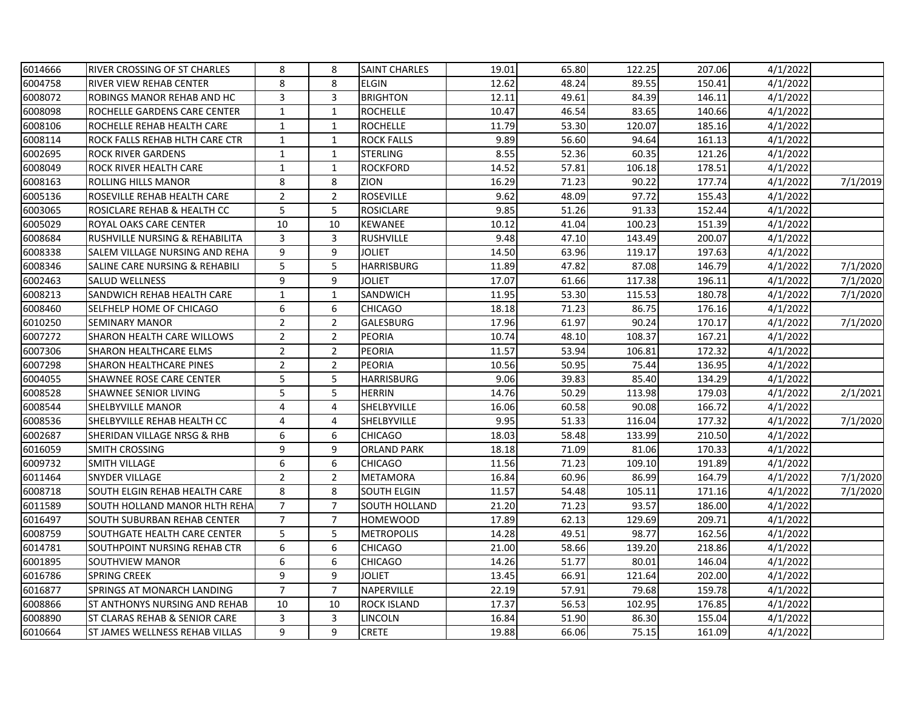| | | | | | | | | | | |
|---|---|---|---|---|---|---|---|---|---|---|
| 6014666 | RIVER CROSSING OF ST CHARLES | 8 | 8 | SAINT CHARLES | 19.01 | 65.80 | 122.25 | 207.06 | 4/1/2022 | |
| 6004758 | RIVER VIEW REHAB CENTER | 8 | 8 | ELGIN | 12.62 | 48.24 | 89.55 | 150.41 | 4/1/2022 | |
| 6008072 | ROBINGS MANOR REHAB AND HC | 3 | 3 | BRIGHTON | 12.11 | 49.61 | 84.39 | 146.11 | 4/1/2022 | |
| 6008098 | ROCHELLE GARDENS CARE CENTER | 1 | 1 | ROCHELLE | 10.47 | 46.54 | 83.65 | 140.66 | 4/1/2022 | |
| 6008106 | ROCHELLE REHAB HEALTH CARE | 1 | 1 | ROCHELLE | 11.79 | 53.30 | 120.07 | 185.16 | 4/1/2022 | |
| 6008114 | ROCK FALLS REHAB HLTH CARE CTR | 1 | 1 | ROCK FALLS | 9.89 | 56.60 | 94.64 | 161.13 | 4/1/2022 | |
| 6002695 | ROCK RIVER GARDENS | 1 | 1 | STERLING | 8.55 | 52.36 | 60.35 | 121.26 | 4/1/2022 | |
| 6008049 | ROCK RIVER HEALTH CARE | 1 | 1 | ROCKFORD | 14.52 | 57.81 | 106.18 | 178.51 | 4/1/2022 | |
| 6008163 | ROLLING HILLS MANOR | 8 | 8 | ZION | 16.29 | 71.23 | 90.22 | 177.74 | 4/1/2022 | 7/1/2019 |
| 6005136 | ROSEVILLE REHAB HEALTH CARE | 2 | 2 | ROSEVILLE | 9.62 | 48.09 | 97.72 | 155.43 | 4/1/2022 | |
| 6003065 | ROSICLARE REHAB & HEALTH CC | 5 | 5 | ROSICLARE | 9.85 | 51.26 | 91.33 | 152.44 | 4/1/2022 | |
| 6005029 | ROYAL OAKS CARE CENTER | 10 | 10 | KEWANEE | 10.12 | 41.04 | 100.23 | 151.39 | 4/1/2022 | |
| 6008684 | RUSHVILLE NURSING & REHABILITA | 3 | 3 | RUSHVILLE | 9.48 | 47.10 | 143.49 | 200.07 | 4/1/2022 | |
| 6008338 | SALEM VILLAGE NURSING AND REHA | 9 | 9 | JOLIET | 14.50 | 63.96 | 119.17 | 197.63 | 4/1/2022 | |
| 6008346 | SALINE CARE NURSING & REHABILI | 5 | 5 | HARRISBURG | 11.89 | 47.82 | 87.08 | 146.79 | 4/1/2022 | 7/1/2020 |
| 6002463 | SALUD WELLNESS | 9 | 9 | JOLIET | 17.07 | 61.66 | 117.38 | 196.11 | 4/1/2022 | 7/1/2020 |
| 6008213 | SANDWICH REHAB HEALTH CARE | 1 | 1 | SANDWICH | 11.95 | 53.30 | 115.53 | 180.78 | 4/1/2022 | 7/1/2020 |
| 6008460 | SELFHELP HOME OF CHICAGO | 6 | 6 | CHICAGO | 18.18 | 71.23 | 86.75 | 176.16 | 4/1/2022 | |
| 6010250 | SEMINARY MANOR | 2 | 2 | GALESBURG | 17.96 | 61.97 | 90.24 | 170.17 | 4/1/2022 | 7/1/2020 |
| 6007272 | SHARON HEALTH CARE WILLOWS | 2 | 2 | PEORIA | 10.74 | 48.10 | 108.37 | 167.21 | 4/1/2022 | |
| 6007306 | SHARON HEALTHCARE ELMS | 2 | 2 | PEORIA | 11.57 | 53.94 | 106.81 | 172.32 | 4/1/2022 | |
| 6007298 | SHARON HEALTHCARE PINES | 2 | 2 | PEORIA | 10.56 | 50.95 | 75.44 | 136.95 | 4/1/2022 | |
| 6004055 | SHAWNEE ROSE CARE CENTER | 5 | 5 | HARRISBURG | 9.06 | 39.83 | 85.40 | 134.29 | 4/1/2022 | |
| 6008528 | SHAWNEE SENIOR LIVING | 5 | 5 | HERRIN | 14.76 | 50.29 | 113.98 | 179.03 | 4/1/2022 | 2/1/2021 |
| 6008544 | SHELBYVILLE MANOR | 4 | 4 | SHELBYVILLE | 16.06 | 60.58 | 90.08 | 166.72 | 4/1/2022 | |
| 6008536 | SHELBYVILLE REHAB HEALTH CC | 4 | 4 | SHELBYVILLE | 9.95 | 51.33 | 116.04 | 177.32 | 4/1/2022 | 7/1/2020 |
| 6002687 | SHERIDAN VILLAGE NRSG & RHB | 6 | 6 | CHICAGO | 18.03 | 58.48 | 133.99 | 210.50 | 4/1/2022 | |
| 6016059 | SMITH CROSSING | 9 | 9 | ORLAND PARK | 18.18 | 71.09 | 81.06 | 170.33 | 4/1/2022 | |
| 6009732 | SMITH VILLAGE | 6 | 6 | CHICAGO | 11.56 | 71.23 | 109.10 | 191.89 | 4/1/2022 | |
| 6011464 | SNYDER VILLAGE | 2 | 2 | METAMORA | 16.84 | 60.96 | 86.99 | 164.79 | 4/1/2022 | 7/1/2020 |
| 6008718 | SOUTH ELGIN REHAB HEALTH CARE | 8 | 8 | SOUTH ELGIN | 11.57 | 54.48 | 105.11 | 171.16 | 4/1/2022 | 7/1/2020 |
| 6011589 | SOUTH HOLLAND MANOR HLTH REHA | 7 | 7 | SOUTH HOLLAND | 21.20 | 71.23 | 93.57 | 186.00 | 4/1/2022 | |
| 6016497 | SOUTH SUBURBAN REHAB CENTER | 7 | 7 | HOMEWOOD | 17.89 | 62.13 | 129.69 | 209.71 | 4/1/2022 | |
| 6008759 | SOUTHGATE HEALTH CARE CENTER | 5 | 5 | METROPOLIS | 14.28 | 49.51 | 98.77 | 162.56 | 4/1/2022 | |
| 6014781 | SOUTHPOINT NURSING REHAB CTR | 6 | 6 | CHICAGO | 21.00 | 58.66 | 139.20 | 218.86 | 4/1/2022 | |
| 6001895 | SOUTHVIEW MANOR | 6 | 6 | CHICAGO | 14.26 | 51.77 | 80.01 | 146.04 | 4/1/2022 | |
| 6016786 | SPRING CREEK | 9 | 9 | JOLIET | 13.45 | 66.91 | 121.64 | 202.00 | 4/1/2022 | |
| 6016877 | SPRINGS AT MONARCH LANDING | 7 | 7 | NAPERVILLE | 22.19 | 57.91 | 79.68 | 159.78 | 4/1/2022 | |
| 6008866 | ST ANTHONYS NURSING AND REHAB | 10 | 10 | ROCK ISLAND | 17.37 | 56.53 | 102.95 | 176.85 | 4/1/2022 | |
| 6008890 | ST CLARAS REHAB & SENIOR CARE | 3 | 3 | LINCOLN | 16.84 | 51.90 | 86.30 | 155.04 | 4/1/2022 | |
| 6010664 | ST JAMES WELLNESS REHAB VILLAS | 9 | 9 | CRETE | 19.88 | 66.06 | 75.15 | 161.09 | 4/1/2022 | |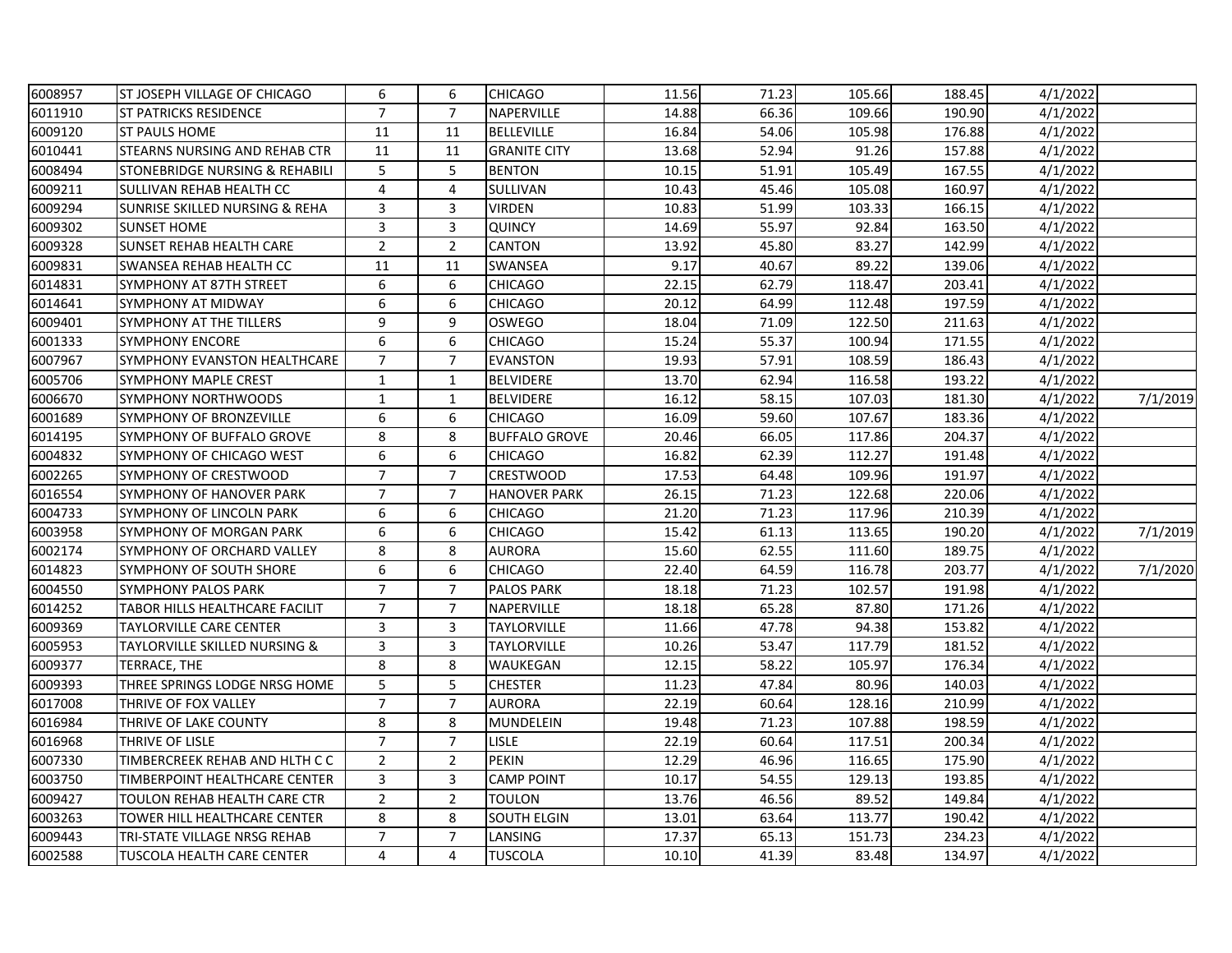| | | | | | | | | | | |
|---|---|---|---|---|---|---|---|---|---|---|
| 6008957 | ST JOSEPH VILLAGE OF CHICAGO | 6 | 6 | CHICAGO | 11.56 | 71.23 | 105.66 | 188.45 | 4/1/2022 | |
| 6011910 | ST PATRICKS RESIDENCE | 7 | 7 | NAPERVILLE | 14.88 | 66.36 | 109.66 | 190.90 | 4/1/2022 | |
| 6009120 | ST PAULS HOME | 11 | 11 | BELLEVILLE | 16.84 | 54.06 | 105.98 | 176.88 | 4/1/2022 | |
| 6010441 | STEARNS NURSING AND REHAB CTR | 11 | 11 | GRANITE CITY | 13.68 | 52.94 | 91.26 | 157.88 | 4/1/2022 | |
| 6008494 | STONEBRIDGE NURSING & REHABILI | 5 | 5 | BENTON | 10.15 | 51.91 | 105.49 | 167.55 | 4/1/2022 | |
| 6009211 | SULLIVAN REHAB HEALTH CC | 4 | 4 | SULLIVAN | 10.43 | 45.46 | 105.08 | 160.97 | 4/1/2022 | |
| 6009294 | SUNRISE SKILLED NURSING & REHA | 3 | 3 | VIRDEN | 10.83 | 51.99 | 103.33 | 166.15 | 4/1/2022 | |
| 6009302 | SUNSET HOME | 3 | 3 | QUINCY | 14.69 | 55.97 | 92.84 | 163.50 | 4/1/2022 | |
| 6009328 | SUNSET REHAB HEALTH CARE | 2 | 2 | CANTON | 13.92 | 45.80 | 83.27 | 142.99 | 4/1/2022 | |
| 6009831 | SWANSEA REHAB HEALTH CC | 11 | 11 | SWANSEA | 9.17 | 40.67 | 89.22 | 139.06 | 4/1/2022 | |
| 6014831 | SYMPHONY AT 87TH STREET | 6 | 6 | CHICAGO | 22.15 | 62.79 | 118.47 | 203.41 | 4/1/2022 | |
| 6014641 | SYMPHONY AT MIDWAY | 6 | 6 | CHICAGO | 20.12 | 64.99 | 112.48 | 197.59 | 4/1/2022 | |
| 6009401 | SYMPHONY AT THE TILLERS | 9 | 9 | OSWEGO | 18.04 | 71.09 | 122.50 | 211.63 | 4/1/2022 | |
| 6001333 | SYMPHONY ENCORE | 6 | 6 | CHICAGO | 15.24 | 55.37 | 100.94 | 171.55 | 4/1/2022 | |
| 6007967 | SYMPHONY EVANSTON HEALTHCARE | 7 | 7 | EVANSTON | 19.93 | 57.91 | 108.59 | 186.43 | 4/1/2022 | |
| 6005706 | SYMPHONY MAPLE CREST | 1 | 1 | BELVIDERE | 13.70 | 62.94 | 116.58 | 193.22 | 4/1/2022 | |
| 6006670 | SYMPHONY NORTHWOODS | 1 | 1 | BELVIDERE | 16.12 | 58.15 | 107.03 | 181.30 | 4/1/2022 | 7/1/2019 |
| 6001689 | SYMPHONY OF BRONZEVILLE | 6 | 6 | CHICAGO | 16.09 | 59.60 | 107.67 | 183.36 | 4/1/2022 | |
| 6014195 | SYMPHONY OF BUFFALO GROVE | 8 | 8 | BUFFALO GROVE | 20.46 | 66.05 | 117.86 | 204.37 | 4/1/2022 | |
| 6004832 | SYMPHONY OF CHICAGO WEST | 6 | 6 | CHICAGO | 16.82 | 62.39 | 112.27 | 191.48 | 4/1/2022 | |
| 6002265 | SYMPHONY OF CRESTWOOD | 7 | 7 | CRESTWOOD | 17.53 | 64.48 | 109.96 | 191.97 | 4/1/2022 | |
| 6016554 | SYMPHONY OF HANOVER PARK | 7 | 7 | HANOVER PARK | 26.15 | 71.23 | 122.68 | 220.06 | 4/1/2022 | |
| 6004733 | SYMPHONY OF LINCOLN PARK | 6 | 6 | CHICAGO | 21.20 | 71.23 | 117.96 | 210.39 | 4/1/2022 | |
| 6003958 | SYMPHONY OF MORGAN PARK | 6 | 6 | CHICAGO | 15.42 | 61.13 | 113.65 | 190.20 | 4/1/2022 | 7/1/2019 |
| 6002174 | SYMPHONY OF ORCHARD VALLEY | 8 | 8 | AURORA | 15.60 | 62.55 | 111.60 | 189.75 | 4/1/2022 | |
| 6014823 | SYMPHONY OF SOUTH SHORE | 6 | 6 | CHICAGO | 22.40 | 64.59 | 116.78 | 203.77 | 4/1/2022 | 7/1/2020 |
| 6004550 | SYMPHONY PALOS PARK | 7 | 7 | PALOS PARK | 18.18 | 71.23 | 102.57 | 191.98 | 4/1/2022 | |
| 6014252 | TABOR HILLS HEALTHCARE FACILIT | 7 | 7 | NAPERVILLE | 18.18 | 65.28 | 87.80 | 171.26 | 4/1/2022 | |
| 6009369 | TAYLORVILLE CARE CENTER | 3 | 3 | TAYLORVILLE | 11.66 | 47.78 | 94.38 | 153.82 | 4/1/2022 | |
| 6005953 | TAYLORVILLE SKILLED NURSING & | 3 | 3 | TAYLORVILLE | 10.26 | 53.47 | 117.79 | 181.52 | 4/1/2022 | |
| 6009377 | TERRACE, THE | 8 | 8 | WAUKEGAN | 12.15 | 58.22 | 105.97 | 176.34 | 4/1/2022 | |
| 6009393 | THREE SPRINGS LODGE NRSG HOME | 5 | 5 | CHESTER | 11.23 | 47.84 | 80.96 | 140.03 | 4/1/2022 | |
| 6017008 | THRIVE OF FOX VALLEY | 7 | 7 | AURORA | 22.19 | 60.64 | 128.16 | 210.99 | 4/1/2022 | |
| 6016984 | THRIVE OF LAKE COUNTY | 8 | 8 | MUNDELEIN | 19.48 | 71.23 | 107.88 | 198.59 | 4/1/2022 | |
| 6016968 | THRIVE OF LISLE | 7 | 7 | LISLE | 22.19 | 60.64 | 117.51 | 200.34 | 4/1/2022 | |
| 6007330 | TIMBERCREEK REHAB AND HLTH C C | 2 | 2 | PEKIN | 12.29 | 46.96 | 116.65 | 175.90 | 4/1/2022 | |
| 6003750 | TIMBERPOINT HEALTHCARE CENTER | 3 | 3 | CAMP POINT | 10.17 | 54.55 | 129.13 | 193.85 | 4/1/2022 | |
| 6009427 | TOULON REHAB HEALTH CARE CTR | 2 | 2 | TOULON | 13.76 | 46.56 | 89.52 | 149.84 | 4/1/2022 | |
| 6003263 | TOWER HILL HEALTHCARE CENTER | 8 | 8 | SOUTH ELGIN | 13.01 | 63.64 | 113.77 | 190.42 | 4/1/2022 | |
| 6009443 | TRI-STATE VILLAGE NRSG REHAB | 7 | 7 | LANSING | 17.37 | 65.13 | 151.73 | 234.23 | 4/1/2022 | |
| 6002588 | TUSCOLA HEALTH CARE CENTER | 4 | 4 | TUSCOLA | 10.10 | 41.39 | 83.48 | 134.97 | 4/1/2022 | |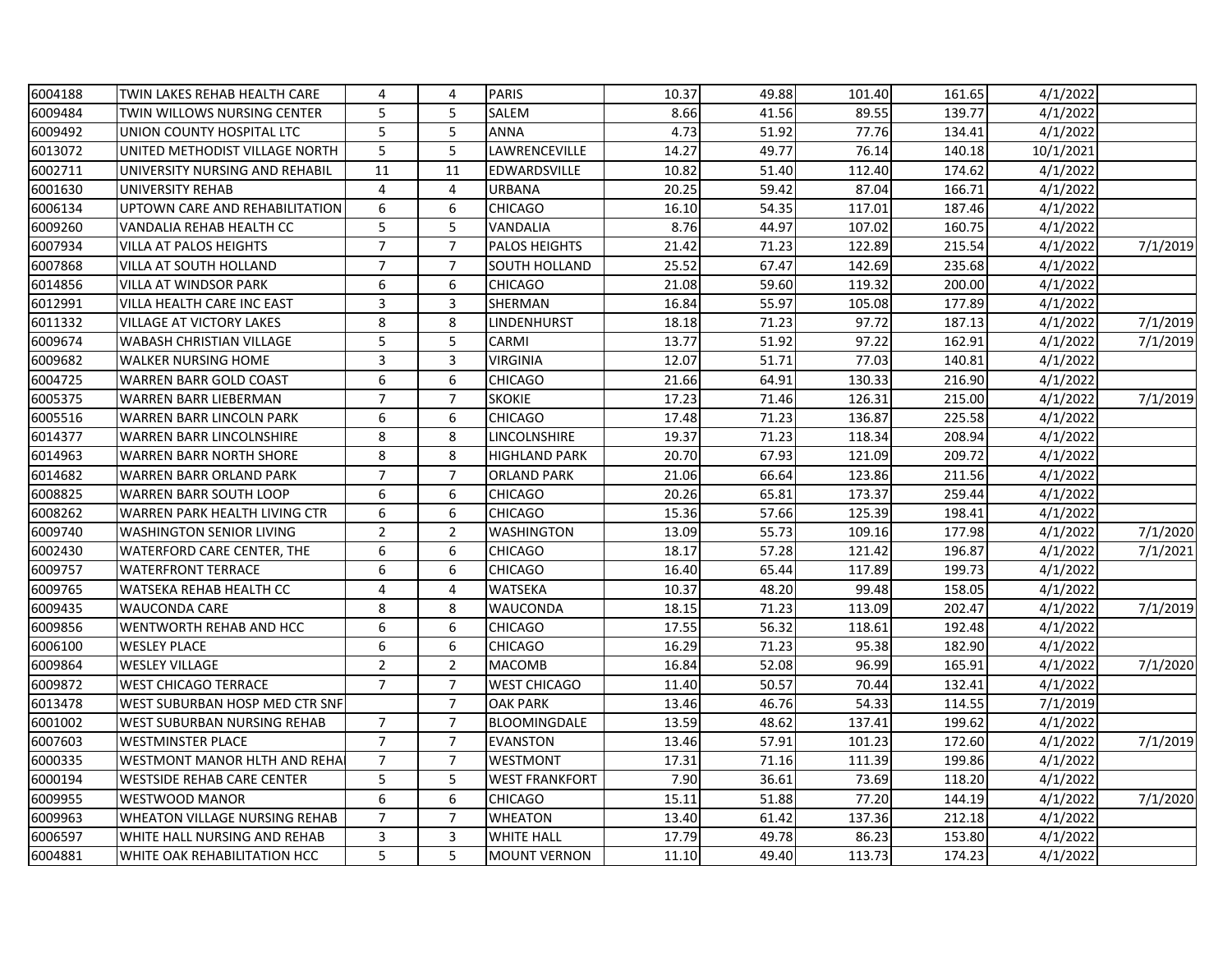| | | | | | | | | | | |
|---|---|---|---|---|---|---|---|---|---|---|
| 6004188 | TWIN LAKES REHAB HEALTH CARE | 4 | 4 | PARIS | 10.37 | 49.88 | 101.40 | 161.65 | 4/1/2022 | |
| 6009484 | TWIN WILLOWS NURSING CENTER | 5 | 5 | SALEM | 8.66 | 41.56 | 89.55 | 139.77 | 4/1/2022 | |
| 6009492 | UNION COUNTY HOSPITAL LTC | 5 | 5 | ANNA | 4.73 | 51.92 | 77.76 | 134.41 | 4/1/2022 | |
| 6013072 | UNITED METHODIST VILLAGE NORTH | 5 | 5 | LAWRENCEVILLE | 14.27 | 49.77 | 76.14 | 140.18 | 10/1/2021 | |
| 6002711 | UNIVERSITY NURSING AND REHABIL | 11 | 11 | EDWARDSVILLE | 10.82 | 51.40 | 112.40 | 174.62 | 4/1/2022 | |
| 6001630 | UNIVERSITY REHAB | 4 | 4 | URBANA | 20.25 | 59.42 | 87.04 | 166.71 | 4/1/2022 | |
| 6006134 | UPTOWN CARE AND REHABILITATION | 6 | 6 | CHICAGO | 16.10 | 54.35 | 117.01 | 187.46 | 4/1/2022 | |
| 6009260 | VANDALIA REHAB HEALTH CC | 5 | 5 | VANDALIA | 8.76 | 44.97 | 107.02 | 160.75 | 4/1/2022 | |
| 6007934 | VILLA AT PALOS HEIGHTS | 7 | 7 | PALOS HEIGHTS | 21.42 | 71.23 | 122.89 | 215.54 | 4/1/2022 | 7/1/2019 |
| 6007868 | VILLA AT SOUTH HOLLAND | 7 | 7 | SOUTH HOLLAND | 25.52 | 67.47 | 142.69 | 235.68 | 4/1/2022 | |
| 6014856 | VILLA AT WINDSOR PARK | 6 | 6 | CHICAGO | 21.08 | 59.60 | 119.32 | 200.00 | 4/1/2022 | |
| 6012991 | VILLA HEALTH CARE INC EAST | 3 | 3 | SHERMAN | 16.84 | 55.97 | 105.08 | 177.89 | 4/1/2022 | |
| 6011332 | VILLAGE AT VICTORY LAKES | 8 | 8 | LINDENHURST | 18.18 | 71.23 | 97.72 | 187.13 | 4/1/2022 | 7/1/2019 |
| 6009674 | WABASH CHRISTIAN VILLAGE | 5 | 5 | CARMI | 13.77 | 51.92 | 97.22 | 162.91 | 4/1/2022 | 7/1/2019 |
| 6009682 | WALKER NURSING HOME | 3 | 3 | VIRGINIA | 12.07 | 51.71 | 77.03 | 140.81 | 4/1/2022 | |
| 6004725 | WARREN BARR GOLD COAST | 6 | 6 | CHICAGO | 21.66 | 64.91 | 130.33 | 216.90 | 4/1/2022 | |
| 6005375 | WARREN BARR LIEBERMAN | 7 | 7 | SKOKIE | 17.23 | 71.46 | 126.31 | 215.00 | 4/1/2022 | 7/1/2019 |
| 6005516 | WARREN BARR LINCOLN PARK | 6 | 6 | CHICAGO | 17.48 | 71.23 | 136.87 | 225.58 | 4/1/2022 | |
| 6014377 | WARREN BARR LINCOLNSHIRE | 8 | 8 | LINCOLNSHIRE | 19.37 | 71.23 | 118.34 | 208.94 | 4/1/2022 | |
| 6014963 | WARREN BARR NORTH SHORE | 8 | 8 | HIGHLAND PARK | 20.70 | 67.93 | 121.09 | 209.72 | 4/1/2022 | |
| 6014682 | WARREN BARR ORLAND PARK | 7 | 7 | ORLAND PARK | 21.06 | 66.64 | 123.86 | 211.56 | 4/1/2022 | |
| 6008825 | WARREN BARR SOUTH LOOP | 6 | 6 | CHICAGO | 20.26 | 65.81 | 173.37 | 259.44 | 4/1/2022 | |
| 6008262 | WARREN PARK HEALTH LIVING CTR | 6 | 6 | CHICAGO | 15.36 | 57.66 | 125.39 | 198.41 | 4/1/2022 | |
| 6009740 | WASHINGTON SENIOR LIVING | 2 | 2 | WASHINGTON | 13.09 | 55.73 | 109.16 | 177.98 | 4/1/2022 | 7/1/2020 |
| 6002430 | WATERFORD CARE CENTER, THE | 6 | 6 | CHICAGO | 18.17 | 57.28 | 121.42 | 196.87 | 4/1/2022 | 7/1/2021 |
| 6009757 | WATERFRONT TERRACE | 6 | 6 | CHICAGO | 16.40 | 65.44 | 117.89 | 199.73 | 4/1/2022 | |
| 6009765 | WATSEKA REHAB HEALTH CC | 4 | 4 | WATSEKA | 10.37 | 48.20 | 99.48 | 158.05 | 4/1/2022 | |
| 6009435 | WAUCONDA CARE | 8 | 8 | WAUCONDA | 18.15 | 71.23 | 113.09 | 202.47 | 4/1/2022 | 7/1/2019 |
| 6009856 | WENTWORTH REHAB AND HCC | 6 | 6 | CHICAGO | 17.55 | 56.32 | 118.61 | 192.48 | 4/1/2022 | |
| 6006100 | WESLEY PLACE | 6 | 6 | CHICAGO | 16.29 | 71.23 | 95.38 | 182.90 | 4/1/2022 | |
| 6009864 | WESLEY VILLAGE | 2 | 2 | MACOMB | 16.84 | 52.08 | 96.99 | 165.91 | 4/1/2022 | 7/1/2020 |
| 6009872 | WEST CHICAGO TERRACE | 7 | 7 | WEST CHICAGO | 11.40 | 50.57 | 70.44 | 132.41 | 4/1/2022 | |
| 6013478 | WEST SUBURBAN HOSP MED CTR SNF | | 7 | OAK PARK | 13.46 | 46.76 | 54.33 | 114.55 | 7/1/2019 | |
| 6001002 | WEST SUBURBAN NURSING REHAB | 7 | 7 | BLOOMINGDALE | 13.59 | 48.62 | 137.41 | 199.62 | 4/1/2022 | |
| 6007603 | WESTMINSTER PLACE | 7 | 7 | EVANSTON | 13.46 | 57.91 | 101.23 | 172.60 | 4/1/2022 | 7/1/2019 |
| 6000335 | WESTMONT MANOR HLTH AND REHA | 7 | 7 | WESTMONT | 17.31 | 71.16 | 111.39 | 199.86 | 4/1/2022 | |
| 6000194 | WESTSIDE REHAB CARE CENTER | 5 | 5 | WEST FRANKFORT | 7.90 | 36.61 | 73.69 | 118.20 | 4/1/2022 | |
| 6009955 | WESTWOOD MANOR | 6 | 6 | CHICAGO | 15.11 | 51.88 | 77.20 | 144.19 | 4/1/2022 | 7/1/2020 |
| 6009963 | WHEATON VILLAGE NURSING REHAB | 7 | 7 | WHEATON | 13.40 | 61.42 | 137.36 | 212.18 | 4/1/2022 | |
| 6006597 | WHITE HALL NURSING AND REHAB | 3 | 3 | WHITE HALL | 17.79 | 49.78 | 86.23 | 153.80 | 4/1/2022 | |
| 6004881 | WHITE OAK REHABILITATION HCC | 5 | 5 | MOUNT VERNON | 11.10 | 49.40 | 113.73 | 174.23 | 4/1/2022 | |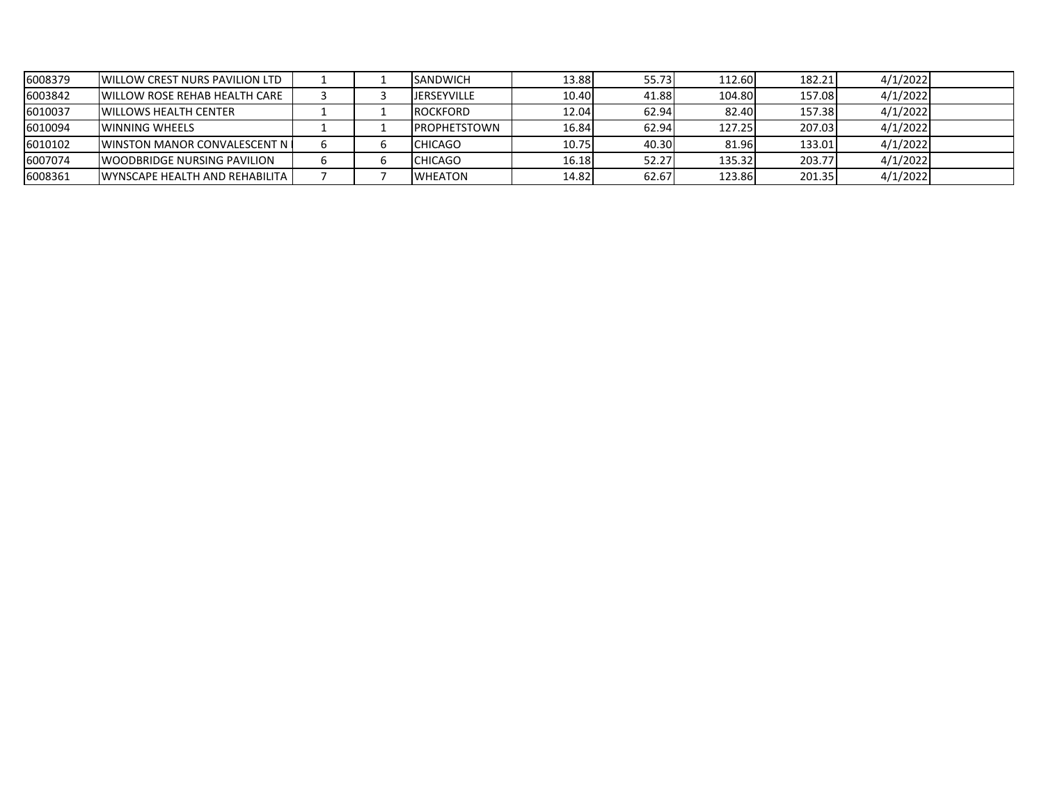| | | | | | | | | | | |
|---|---|---|---|---|---|---|---|---|---|---|
| 6008379 | WILLOW CREST NURS PAVILION LTD | 1 | 1 | SANDWICH | 13.88 | 55.73 | 112.60 | 182.21 | 4/1/2022 | |
| 6003842 | WILLOW ROSE REHAB HEALTH CARE | 3 | 3 | JERSEYVILLE | 10.40 | 41.88 | 104.80 | 157.08 | 4/1/2022 | |
| 6010037 | WILLOWS HEALTH CENTER | 1 | 1 | ROCKFORD | 12.04 | 62.94 | 82.40 | 157.38 | 4/1/2022 | |
| 6010094 | WINNING WHEELS | 1 | 1 | PROPHETSTOWN | 16.84 | 62.94 | 127.25 | 207.03 | 4/1/2022 | |
| 6010102 | WINSTON MANOR CONVALESCENT N | 6 | 6 | CHICAGO | 10.75 | 40.30 | 81.96 | 133.01 | 4/1/2022 | |
| 6007074 | WOODBRIDGE NURSING PAVILION | 6 | 6 | CHICAGO | 16.18 | 52.27 | 135.32 | 203.77 | 4/1/2022 | |
| 6008361 | WYNSCAPE HEALTH AND REHABILITA | 7 | 7 | WHEATON | 14.82 | 62.67 | 123.86 | 201.35 | 4/1/2022 | |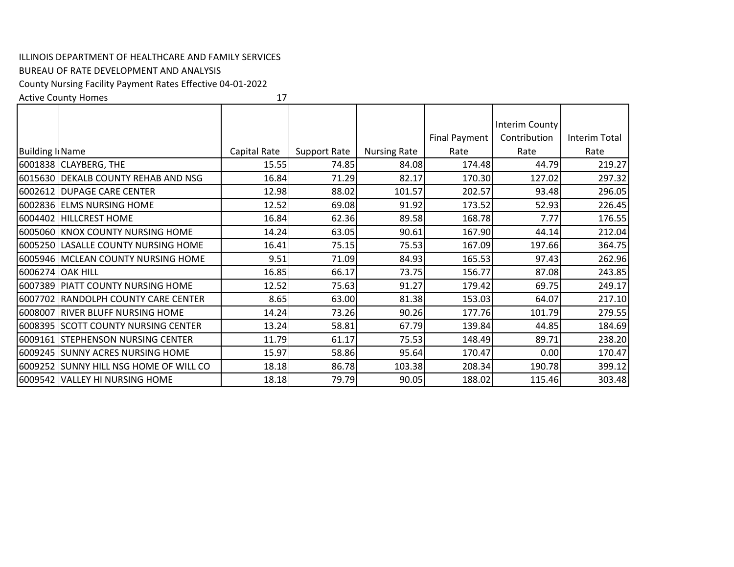ILLINOIS DEPARTMENT OF HEALTHCARE AND FAMILY SERVICES

BUREAU OF RATE DEVELOPMENT AND ANALYSIS

County Nursing Facility Payment Rates Effective 04-01-2022

Active County Homes 17

| Building ID | Name | Capital Rate | Support Rate | Nursing Rate | Final Payment Rate | Interim County Contribution Rate | Interim Total Rate |
|---|---|---|---|---|---|---|---|
| 6001838 | CLAYBERG, THE | 15.55 | 74.85 | 84.08 | 174.48 | 44.79 | 219.27 |
| 6015630 | DEKALB COUNTY REHAB AND NSG | 16.84 | 71.29 | 82.17 | 170.30 | 127.02 | 297.32 |
| 6002612 | DUPAGE CARE CENTER | 12.98 | 88.02 | 101.57 | 202.57 | 93.48 | 296.05 |
| 6002836 | ELMS NURSING HOME | 12.52 | 69.08 | 91.92 | 173.52 | 52.93 | 226.45 |
| 6004402 | HILLCREST HOME | 16.84 | 62.36 | 89.58 | 168.78 | 7.77 | 176.55 |
| 6005060 | KNOX COUNTY NURSING HOME | 14.24 | 63.05 | 90.61 | 167.90 | 44.14 | 212.04 |
| 6005250 | LASALLE COUNTY NURSING HOME | 16.41 | 75.15 | 75.53 | 167.09 | 197.66 | 364.75 |
| 6005946 | MCLEAN COUNTY NURSING HOME | 9.51 | 71.09 | 84.93 | 165.53 | 97.43 | 262.96 |
| 6006274 | OAK HILL | 16.85 | 66.17 | 73.75 | 156.77 | 87.08 | 243.85 |
| 6007389 | PIATT COUNTY NURSING HOME | 12.52 | 75.63 | 91.27 | 179.42 | 69.75 | 249.17 |
| 6007702 | RANDOLPH COUNTY CARE CENTER | 8.65 | 63.00 | 81.38 | 153.03 | 64.07 | 217.10 |
| 6008007 | RIVER BLUFF NURSING HOME | 14.24 | 73.26 | 90.26 | 177.76 | 101.79 | 279.55 |
| 6008395 | SCOTT COUNTY NURSING CENTER | 13.24 | 58.81 | 67.79 | 139.84 | 44.85 | 184.69 |
| 6009161 | STEPHENSON NURSING CENTER | 11.79 | 61.17 | 75.53 | 148.49 | 89.71 | 238.20 |
| 6009245 | SUNNY ACRES NURSING HOME | 15.97 | 58.86 | 95.64 | 170.47 | 0.00 | 170.47 |
| 6009252 | SUNNY HILL NSG HOME OF WILL CO | 18.18 | 86.78 | 103.38 | 208.34 | 190.78 | 399.12 |
| 6009542 | VALLEY HI NURSING HOME | 18.18 | 79.79 | 90.05 | 188.02 | 115.46 | 303.48 |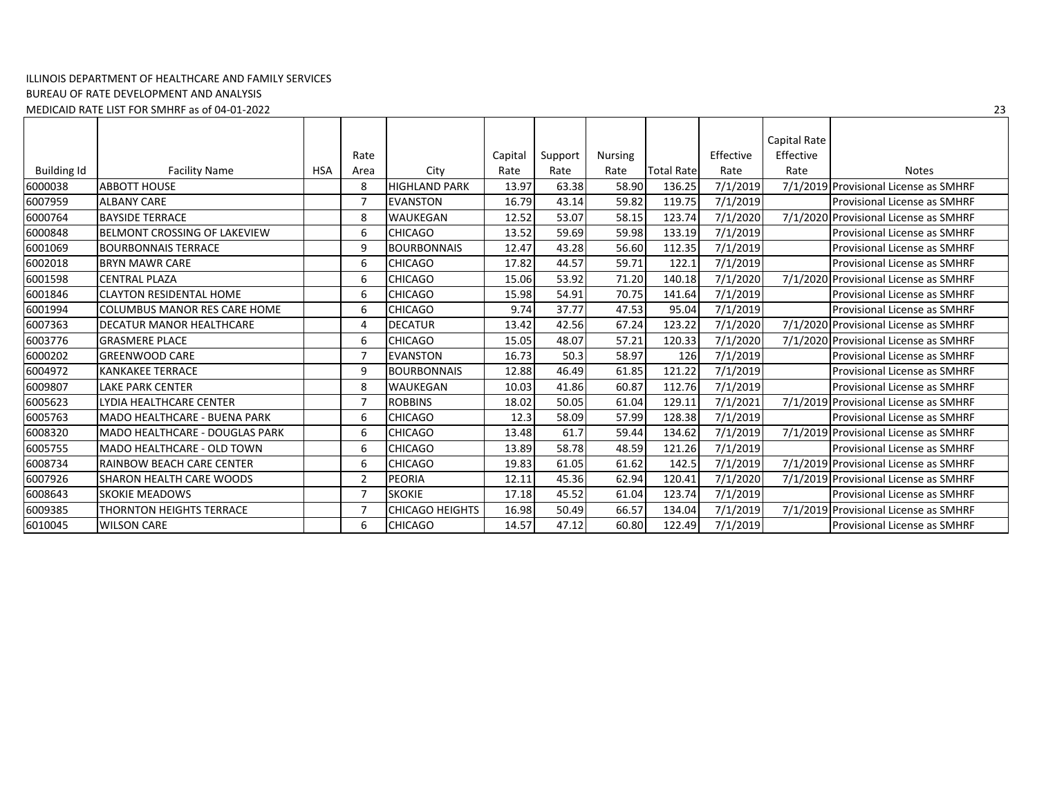ILLINOIS DEPARTMENT OF HEALTHCARE AND FAMILY SERVICES

BUREAU OF RATE DEVELOPMENT AND ANALYSIS

MEDICAID RATE LIST FOR SMHRF as of 04-01-2022

| Building Id | Facility Name | HSA | Rate Area | City | Capital Rate | Support Rate | Nursing Rate | Total Rate | Effective Rate | Capital Rate Effective Rate | Notes |
|---|---|---|---|---|---|---|---|---|---|---|---|
| 6000038 | ABBOTT HOUSE | | 8 | HIGHLAND PARK | 13.97 | 63.38 | 58.90 | 136.25 | 7/1/2019 | 7/1/2019 | Provisional License as SMHRF |
| 6007959 | ALBANY CARE | | 7 | EVANSTON | 16.79 | 43.14 | 59.82 | 119.75 | 7/1/2019 | | Provisional License as SMHRF |
| 6000764 | BAYSIDE TERRACE | | 8 | WAUKEGAN | 12.52 | 53.07 | 58.15 | 123.74 | 7/1/2020 | 7/1/2020 | Provisional License as SMHRF |
| 6000848 | BELMONT CROSSING OF LAKEVIEW | | 6 | CHICAGO | 13.52 | 59.69 | 59.98 | 133.19 | 7/1/2019 | | Provisional License as SMHRF |
| 6001069 | BOURBONNAIS TERRACE | | 9 | BOURBONNAIS | 12.47 | 43.28 | 56.60 | 112.35 | 7/1/2019 | | Provisional License as SMHRF |
| 6002018 | BRYN MAWR CARE | | 6 | CHICAGO | 17.82 | 44.57 | 59.71 | 122.1 | 7/1/2019 | | Provisional License as SMHRF |
| 6001598 | CENTRAL PLAZA | | 6 | CHICAGO | 15.06 | 53.92 | 71.20 | 140.18 | 7/1/2020 | 7/1/2020 | Provisional License as SMHRF |
| 6001846 | CLAYTON RESIDENTAL HOME | | 6 | CHICAGO | 15.98 | 54.91 | 70.75 | 141.64 | 7/1/2019 | | Provisional License as SMHRF |
| 6001994 | COLUMBUS MANOR RES CARE HOME | | 6 | CHICAGO | 9.74 | 37.77 | 47.53 | 95.04 | 7/1/2019 | | Provisional License as SMHRF |
| 6007363 | DECATUR MANOR HEALTHCARE | | 4 | DECATUR | 13.42 | 42.56 | 67.24 | 123.22 | 7/1/2020 | 7/1/2020 | Provisional License as SMHRF |
| 6003776 | GRASMERE PLACE | | 6 | CHICAGO | 15.05 | 48.07 | 57.21 | 120.33 | 7/1/2020 | 7/1/2020 | Provisional License as SMHRF |
| 6000202 | GREENWOOD CARE | | 7 | EVANSTON | 16.73 | 50.3 | 58.97 | 126 | 7/1/2019 | | Provisional License as SMHRF |
| 6004972 | KANKAKEE TERRACE | | 9 | BOURBONNAIS | 12.88 | 46.49 | 61.85 | 121.22 | 7/1/2019 | | Provisional License as SMHRF |
| 6009807 | LAKE PARK CENTER | | 8 | WAUKEGAN | 10.03 | 41.86 | 60.87 | 112.76 | 7/1/2019 | | Provisional License as SMHRF |
| 6005623 | LYDIA HEALTHCARE CENTER | | 7 | ROBBINS | 18.02 | 50.05 | 61.04 | 129.11 | 7/1/2021 | 7/1/2019 | Provisional License as SMHRF |
| 6005763 | MADO HEALTHCARE - BUENA PARK | | 6 | CHICAGO | 12.3 | 58.09 | 57.99 | 128.38 | 7/1/2019 | | Provisional License as SMHRF |
| 6008320 | MADO HEALTHCARE - DOUGLAS PARK | | 6 | CHICAGO | 13.48 | 61.7 | 59.44 | 134.62 | 7/1/2019 | 7/1/2019 | Provisional License as SMHRF |
| 6005755 | MADO HEALTHCARE - OLD TOWN | | 6 | CHICAGO | 13.89 | 58.78 | 48.59 | 121.26 | 7/1/2019 | | Provisional License as SMHRF |
| 6008734 | RAINBOW BEACH CARE CENTER | | 6 | CHICAGO | 19.83 | 61.05 | 61.62 | 142.5 | 7/1/2019 | 7/1/2019 | Provisional License as SMHRF |
| 6007926 | SHARON HEALTH CARE WOODS | | 2 | PEORIA | 12.11 | 45.36 | 62.94 | 120.41 | 7/1/2020 | 7/1/2019 | Provisional License as SMHRF |
| 6008643 | SKOKIE MEADOWS | | 7 | SKOKIE | 17.18 | 45.52 | 61.04 | 123.74 | 7/1/2019 | | Provisional License as SMHRF |
| 6009385 | THORNTON HEIGHTS TERRACE | | 7 | CHICAGO HEIGHTS | 16.98 | 50.49 | 66.57 | 134.04 | 7/1/2019 | 7/1/2019 | Provisional License as SMHRF |
| 6010045 | WILSON CARE | | 6 | CHICAGO | 14.57 | 47.12 | 60.80 | 122.49 | 7/1/2019 | | Provisional License as SMHRF |